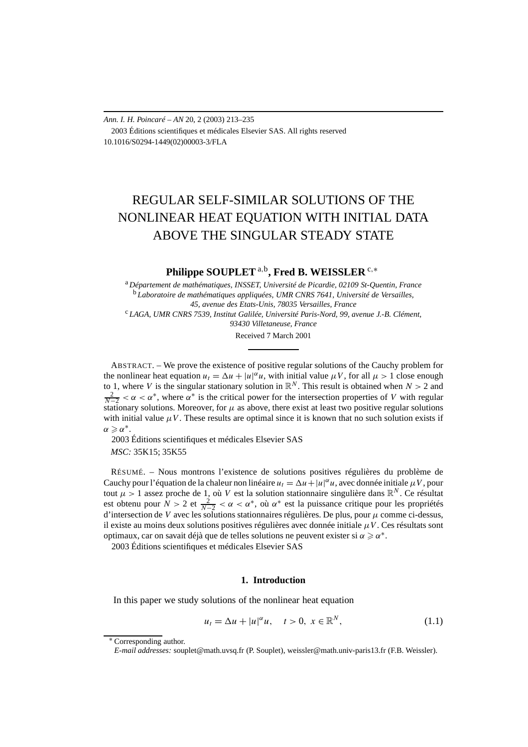# REGULAR SELF-SIMILAR SOLUTIONS OF THE NONLINEAR HEAT EQUATION WITH INITIAL DATA ABOVE THE SINGULAR STEADY STATE

**Philippe SOUPLET** [a,b]**, Fred B. WEISSLER** [c,*]

[a] *Département de mathématiques, INSSET, Université de Picardie, 02109 St-Quentin, France*
[b] *Laboratoire de mathématiques appliquées, UMR CNRS 7641, Université de Versailles, 45, avenue des Etats-Unis, 78035 Versailles, France*
[c] *LAGA, UMR CNRS 7539, Institut Galilée, Université Paris-Nord, 99, avenue J.-B. Clément, 93430 Villetaneuse, France*

Received 7 March 2001

ABSTRACT. – We prove the existence of positive regular solutions of the Cauchy problem for the nonlinear heat equation $u_t = \Delta u + |u|^\alpha u$, with initial value $\mu V$, for all $\mu > 1$ close enough to 1, where $V$ is the singular stationary solution in $\mathbb{R}^N$. This result is obtained when $N > 2$ and $\frac{2}{N-2} < \alpha < \alpha^*$, where $\alpha^*$ is the critical power for the intersection properties of $V$ with regular stationary solutions. Moreover, for $\mu$ as above, there exist at least two positive regular solutions with initial value $\mu V$. These results are optimal since it is known that no such solution exists if $\alpha \geqslant \alpha^*$.
2003 Éditions scientifiques et médicales Elsevier SAS

*MSC:* 35K15; 35K55

RÉSUMÉ. – Nous montrons l'existence de solutions positives régulières du problème de Cauchy pour l'équation de la chaleur non linéaire $u_t = \Delta u + |u|^\alpha u$, avec donnée initiale $\mu V$, pour tout $\mu > 1$ assez proche de 1, où $V$ est la solution stationnaire singulière dans $\mathbb{R}^N$. Ce résultat est obtenu pour $N > 2$ et $\frac{2}{N-2} < \alpha < \alpha^*$, où $\alpha^*$ est la puissance critique pour les propriétés d'intersection de $V$ avec les solutions stationnaires régulières. De plus, pour $\mu$ comme ci-dessus, il existe au moins deux solutions positives régulières avec donnée initiale $\mu V$. Ces résultats sont optimaux, car on savait déjà que de telles solutions ne peuvent exister si $\alpha \geqslant \alpha^*$.
2003 Éditions scientifiques et médicales Elsevier SAS

## 1. Introduction

In this paper we study solutions of the nonlinear heat equation

$$u_t = \Delta u + |u|^\alpha u, \quad t > 0,\ x \in \mathbb{R}^N, \tag{1.1}$$

[*] Corresponding author.
*E-mail addresses:* souplet@math.uvsq.fr (P. Souplet), weissler@math.univ-paris13.fr (F.B. Weissler).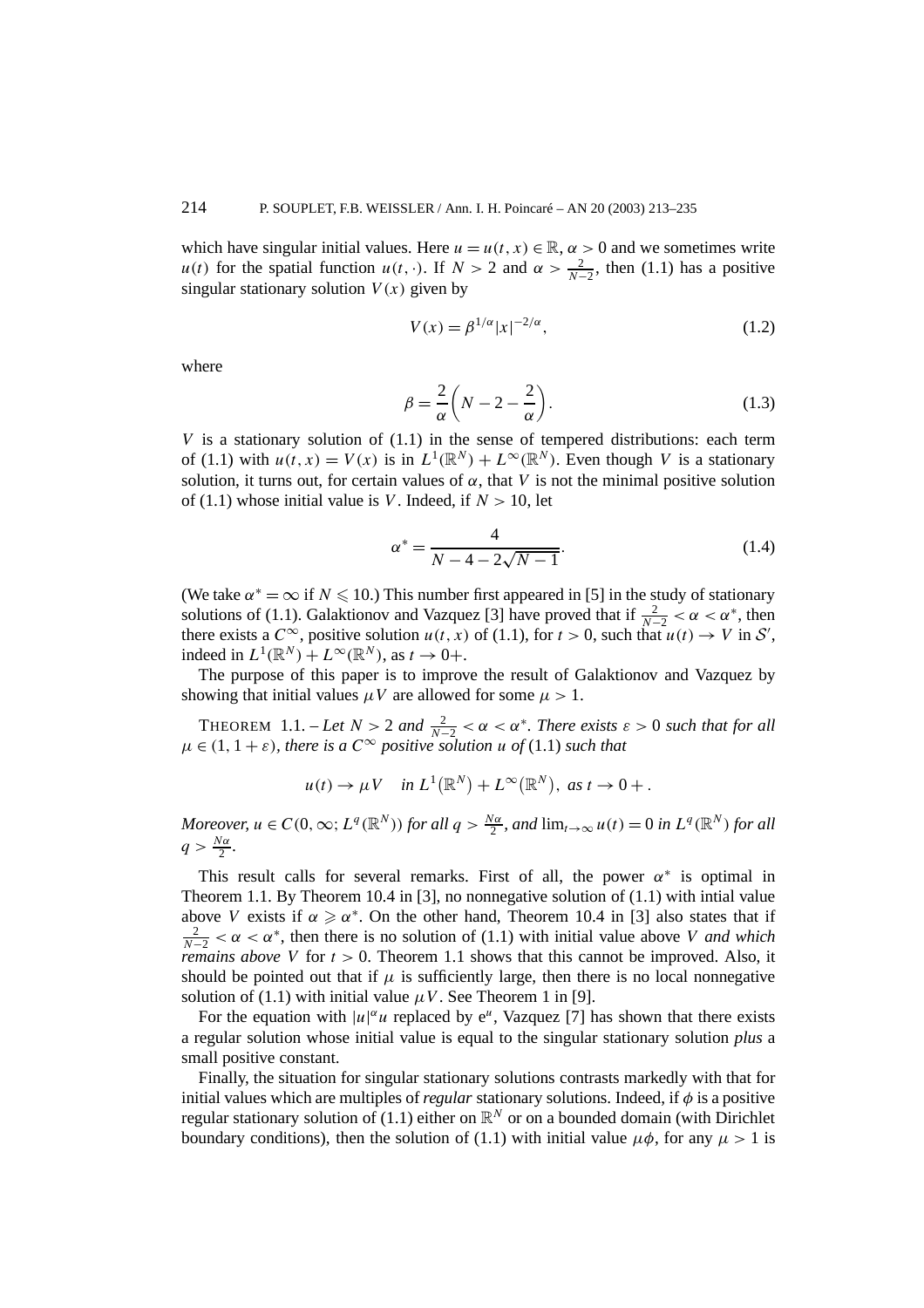which have singular initial values. Here $u = u(t, x) \in \mathbb{R}$, $\alpha > 0$ and we sometimes write $u(t)$ for the spatial function $u(t, \cdot)$. If $N > 2$ and $\alpha > \frac{2}{N-2}$, then (1.1) has a positive singular stationary solution $V(x)$ given by

$$V(x) = \beta^{1/\alpha}|x|^{-2/\alpha}, \tag{1.2}$$

where

$$\beta = \frac{2}{\alpha}\left(N - 2 - \frac{2}{\alpha}\right). \tag{1.3}$$

$V$ is a stationary solution of (1.1) in the sense of tempered distributions: each term of (1.1) with $u(t, x) = V(x)$ is in $L^1(\mathbb{R}^N) + L^\infty(\mathbb{R}^N)$. Even though $V$ is a stationary solution, it turns out, for certain values of $\alpha$, that $V$ is not the minimal positive solution of (1.1) whose initial value is $V$. Indeed, if $N > 10$, let

$$\alpha^* = \frac{4}{N - 4 - 2\sqrt{N-1}}. \tag{1.4}$$

(We take $\alpha^* = \infty$ if $N \leqslant 10$.) This number first appeared in [5] in the study of stationary solutions of (1.1). Galaktionov and Vazquez [3] have proved that if $\frac{2}{N-2} < \alpha < \alpha^*$, then there exists a $C^\infty$, positive solution $u(t, x)$ of (1.1), for $t > 0$, such that $u(t) \to V$ in $\mathcal{S}'$, indeed in $L^1(\mathbb{R}^N) + L^\infty(\mathbb{R}^N)$, as $t \to 0+$.

The purpose of this paper is to improve the result of Galaktionov and Vazquez by showing that initial values $\mu V$ are allowed for some $\mu > 1$.

THEOREM 1.1. – *Let $N > 2$ and $\frac{2}{N-2} < \alpha < \alpha^*$. There exists $\varepsilon > 0$ such that for all $\mu \in (1, 1 + \varepsilon)$, there is a $C^\infty$ positive solution $u$ of* (1.1) *such that*

$$u(t) \to \mu V \quad \textit{in } L^1(\mathbb{R}^N) + L^\infty(\mathbb{R}^N), \textit{ as } t \to 0+.$$

*Moreover, $u \in C(0, \infty; L^q(\mathbb{R}^N))$ for all $q > \frac{N\alpha}{2}$, and $\lim_{t\to\infty} u(t) = 0$ in $L^q(\mathbb{R}^N)$ for all $q > \frac{N\alpha}{2}$.*

This result calls for several remarks. First of all, the power $\alpha^*$ is optimal in Theorem 1.1. By Theorem 10.4 in [3], no nonnegative solution of (1.1) with intial value above $V$ exists if $\alpha \geqslant \alpha^*$. On the other hand, Theorem 10.4 in [3] also states that if $\frac{2}{N-2} < \alpha < \alpha^*$, then there is no solution of (1.1) with initial value above $V$ *and which remains above* $V$ for $t > 0$. Theorem 1.1 shows that this cannot be improved. Also, it should be pointed out that if $\mu$ is sufficiently large, then there is no local nonnegative solution of (1.1) with initial value $\mu V$. See Theorem 1 in [9].

For the equation with $|u|^\alpha u$ replaced by $e^u$, Vazquez [7] has shown that there exists a regular solution whose initial value is equal to the singular stationary solution *plus* a small positive constant.

Finally, the situation for singular stationary solutions contrasts markedly with that for initial values which are multiples of *regular* stationary solutions. Indeed, if $\phi$ is a positive regular stationary solution of (1.1) either on $\mathbb{R}^N$ or on a bounded domain (with Dirichlet boundary conditions), then the solution of (1.1) with initial value $\mu\phi$, for any $\mu > 1$ is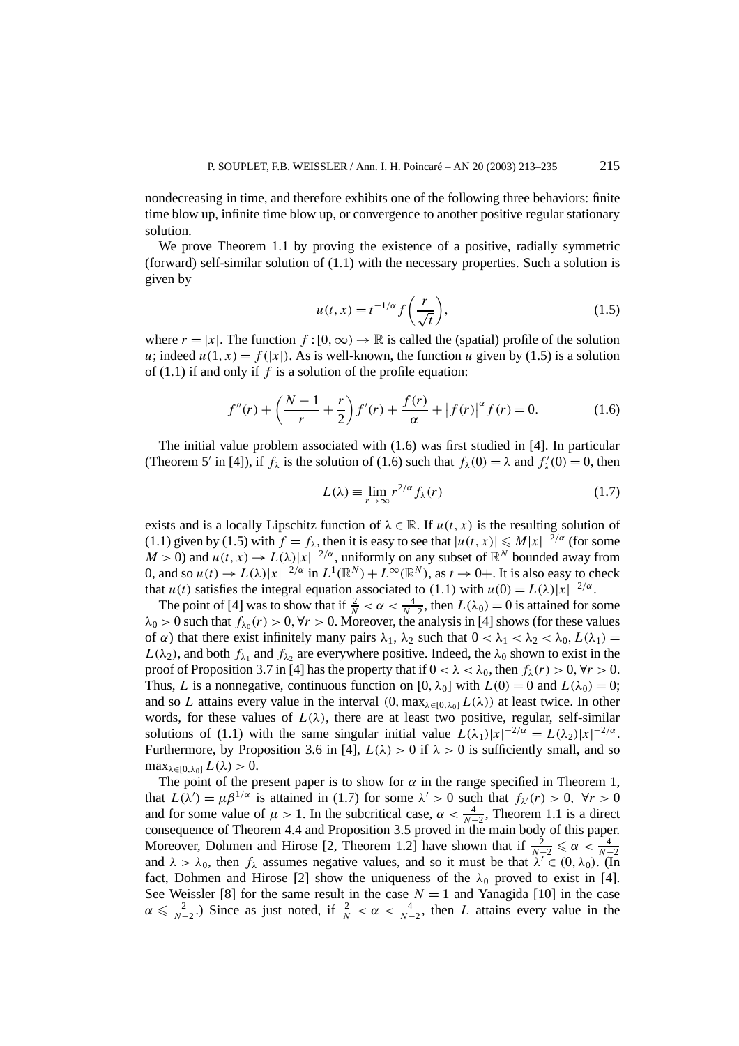nondecreasing in time, and therefore exhibits one of the following three behaviors: finite time blow up, infinite time blow up, or convergence to another positive regular stationary solution.

We prove Theorem 1.1 by proving the existence of a positive, radially symmetric (forward) self-similar solution of (1.1) with the necessary properties. Such a solution is given by

$$u(t,x) = t^{-1/\alpha} f\left(\frac{r}{\sqrt{t}}\right), \tag{1.5}$$

where $r = |x|$. The function $f : [0,\infty) \to \mathbb{R}$ is called the (spatial) profile of the solution $u$; indeed $u(1,x) = f(|x|)$. As is well-known, the function $u$ given by (1.5) is a solution of (1.1) if and only if $f$ is a solution of the profile equation:

$$f''(r) + \left(\frac{N-1}{r} + \frac{r}{2}\right) f'(r) + \frac{f(r)}{\alpha} + |f(r)|^{\alpha} f(r) = 0. \tag{1.6}$$

The initial value problem associated with (1.6) was first studied in [4]. In particular (Theorem 5′ in [4]), if $f_\lambda$ is the solution of (1.6) such that $f_\lambda(0) = \lambda$ and $f_\lambda'(0) = 0$, then

$$L(\lambda) \equiv \lim_{r\to\infty} r^{2/\alpha} f_\lambda(r) \tag{1.7}$$

exists and is a locally Lipschitz function of $\lambda \in \mathbb{R}$. If $u(t,x)$ is the resulting solution of (1.1) given by (1.5) with $f = f_\lambda$, then it is easy to see that $|u(t,x)| \leqslant M|x|^{-2/\alpha}$ (for some $M > 0$) and $u(t,x) \to L(\lambda)|x|^{-2/\alpha}$, uniformly on any subset of $\mathbb{R}^N$ bounded away from 0, and so $u(t) \to L(\lambda)|x|^{-2/\alpha}$ in $L^1(\mathbb{R}^N) + L^\infty(\mathbb{R}^N)$, as $t \to 0+$. It is also easy to check that $u(t)$ satisfies the integral equation associated to (1.1) with $u(0) = L(\lambda)|x|^{-2/\alpha}$.

The point of [4] was to show that if $\frac{2}{N} < \alpha < \frac{4}{N-2}$, then $L(\lambda_0) = 0$ is attained for some $\lambda_0 > 0$ such that $f_{\lambda_0}(r) > 0, \forall r > 0$. Moreover, the analysis in [4] shows (for these values of $\alpha$) that there exist infinitely many pairs $\lambda_1, \lambda_2$ such that $0 < \lambda_1 < \lambda_2 < \lambda_0$, $L(\lambda_1) = L(\lambda_2)$, and both $f_{\lambda_1}$ and $f_{\lambda_2}$ are everywhere positive. Indeed, the $\lambda_0$ shown to exist in the proof of Proposition 3.7 in [4] has the property that if $0 < \lambda < \lambda_0$, then $f_\lambda(r) > 0, \forall r > 0$. Thus, $L$ is a nonnegative, continuous function on $[0,\lambda_0]$ with $L(0) = 0$ and $L(\lambda_0) = 0$; and so $L$ attains every value in the interval $(0, \max_{\lambda\in[0,\lambda_0]} L(\lambda))$ at least twice. In other words, for these values of $L(\lambda)$, there are at least two positive, regular, self-similar solutions of (1.1) with the same singular initial value $L(\lambda_1)|x|^{-2/\alpha} = L(\lambda_2)|x|^{-2/\alpha}$. Furthermore, by Proposition 3.6 in [4], $L(\lambda) > 0$ if $\lambda > 0$ is sufficiently small, and so $\max_{\lambda\in[0,\lambda_0]} L(\lambda) > 0$.

The point of the present paper is to show for $\alpha$ in the range specified in Theorem 1, that $L(\lambda') = \mu\beta^{1/\alpha}$ is attained in (1.7) for some $\lambda' > 0$ such that $f_{\lambda'}(r) > 0$, $\forall r > 0$ and for some value of $\mu > 1$. In the subcritical case, $\alpha < \frac{4}{N-2}$, Theorem 1.1 is a direct consequence of Theorem 4.4 and Proposition 3.5 proved in the main body of this paper. Moreover, Dohmen and Hirose [2, Theorem 1.2] have shown that if $\frac{2}{N-2} \leqslant \alpha < \frac{4}{N-2}$ and $\lambda > \lambda_0$, then $f_\lambda$ assumes negative values, and so it must be that $\lambda' \in (0,\lambda_0)$. (In fact, Dohmen and Hirose [2] show the uniqueness of the $\lambda_0$ proved to exist in [4]. See Weissler [8] for the same result in the case $N = 1$ and Yanagida [10] in the case $\alpha \leqslant \frac{2}{N-2}$.) Since as just noted, if $\frac{2}{N} < \alpha < \frac{4}{N-2}$, then $L$ attains every value in the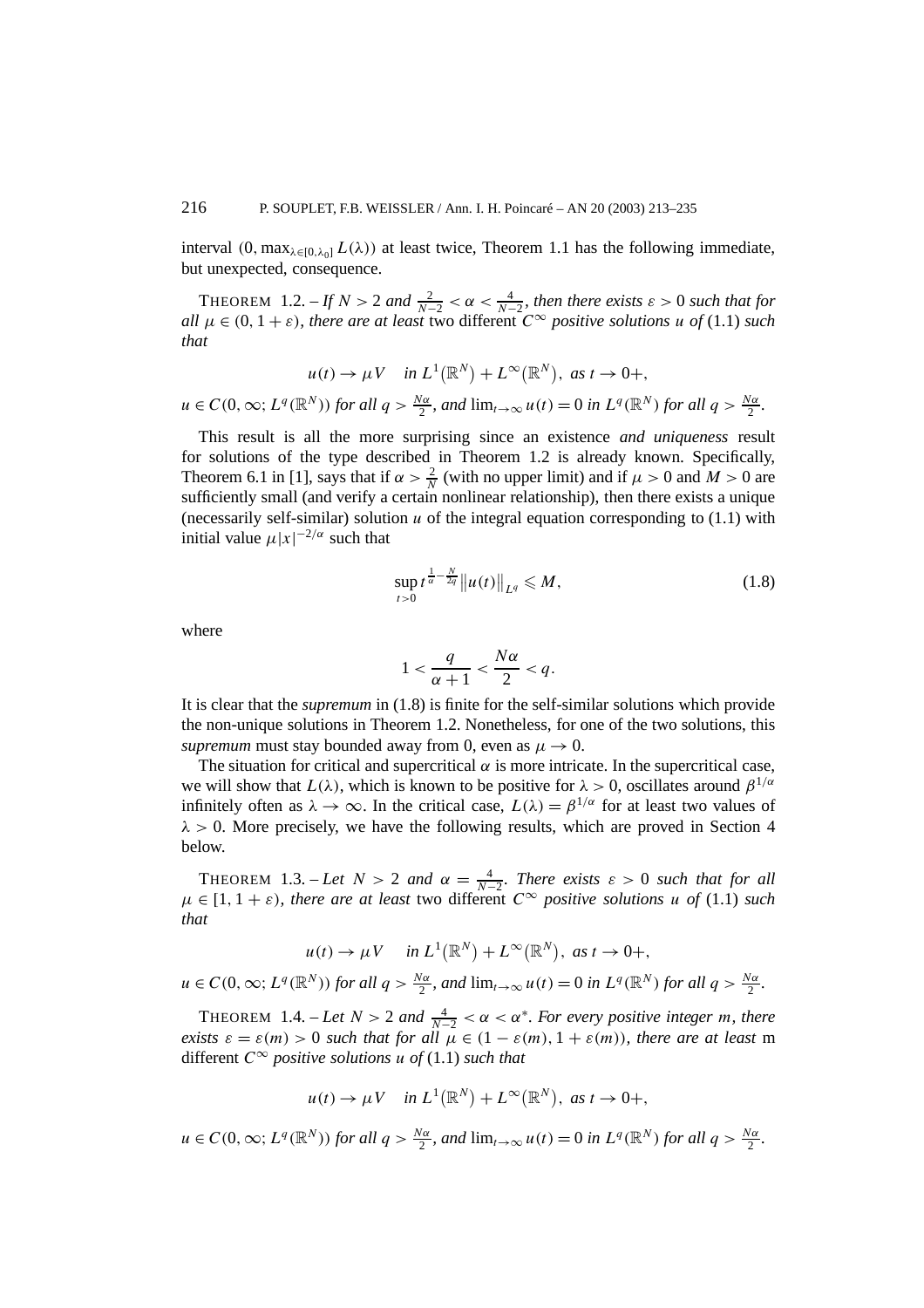interval $(0, \max_{\lambda \in [0,\lambda_0]} L(\lambda))$ at least twice, Theorem 1.1 has the following immediate, but unexpected, consequence.

THEOREM 1.2. – *If $N > 2$ and $\frac{2}{N-2} < \alpha < \frac{4}{N-2}$, then there exists $\varepsilon > 0$ such that for all $\mu \in (0, 1+\varepsilon)$, there are at least* two *different $C^\infty$ positive solutions $u$ of* (1.1) *such that*

$$u(t) \to \mu V \quad \text{in } L^1(\mathbb{R}^N) + L^\infty(\mathbb{R}^N), \text{ as } t \to 0+,$$

*$u \in C(0,\infty; L^q(\mathbb{R}^N))$ for all $q > \frac{N\alpha}{2}$, and $\lim_{t\to\infty} u(t) = 0$ in $L^q(\mathbb{R}^N)$ for all $q > \frac{N\alpha}{2}$.*

This result is all the more surprising since an existence *and uniqueness* result for solutions of the type described in Theorem 1.2 is already known. Specifically, Theorem 6.1 in [1], says that if $\alpha > \frac{2}{N}$ (with no upper limit) and if $\mu > 0$ and $M > 0$ are sufficiently small (and verify a certain nonlinear relationship), then there exists a unique (necessarily self-similar) solution $u$ of the integral equation corresponding to (1.1) with initial value $\mu|x|^{-2/\alpha}$ such that

$$\sup_{t>0} t^{\frac{1}{\alpha}-\frac{N}{2q}} \|u(t)\|_{L^q} \leqslant M, \tag{1.8}$$

where

$$1 < \frac{q}{\alpha+1} < \frac{N\alpha}{2} < q.$$

It is clear that the *supremum* in (1.8) is finite for the self-similar solutions which provide the non-unique solutions in Theorem 1.2. Nonetheless, for one of the two solutions, this *supremum* must stay bounded away from 0, even as $\mu \to 0$.

The situation for critical and supercritical $\alpha$ is more intricate. In the supercritical case, we will show that $L(\lambda)$, which is known to be positive for $\lambda > 0$, oscillates around $\beta^{1/\alpha}$ infinitely often as $\lambda \to \infty$. In the critical case, $L(\lambda) = \beta^{1/\alpha}$ for at least two values of $\lambda > 0$. More precisely, we have the following results, which are proved in Section 4 below.

THEOREM 1.3. – *Let $N > 2$ and $\alpha = \frac{4}{N-2}$. There exists $\varepsilon > 0$ such that for all $\mu \in [1, 1+\varepsilon)$, there are at least* two *different $C^\infty$ positive solutions $u$ of* (1.1) *such that*

$$u(t) \to \mu V \quad \text{in } L^1(\mathbb{R}^N) + L^\infty(\mathbb{R}^N), \text{ as } t \to 0+,$$

*$u \in C(0,\infty; L^q(\mathbb{R}^N))$ for all $q > \frac{N\alpha}{2}$, and $\lim_{t\to\infty} u(t) = 0$ in $L^q(\mathbb{R}^N)$ for all $q > \frac{N\alpha}{2}$.*

THEOREM 1.4. – *Let $N > 2$ and $\frac{4}{N-2} < \alpha < \alpha^*$. For every positive integer $m$, there exists $\varepsilon = \varepsilon(m) > 0$ such that for all $\mu \in (1-\varepsilon(m), 1+\varepsilon(m))$, there are at least* m *different $C^\infty$ positive solutions $u$ of* (1.1) *such that*

$$u(t) \to \mu V \quad \text{in } L^1(\mathbb{R}^N) + L^\infty(\mathbb{R}^N), \text{ as } t \to 0+,$$

*$u \in C(0,\infty; L^q(\mathbb{R}^N))$ for all $q > \frac{N\alpha}{2}$, and $\lim_{t\to\infty} u(t) = 0$ in $L^q(\mathbb{R}^N)$ for all $q > \frac{N\alpha}{2}$.*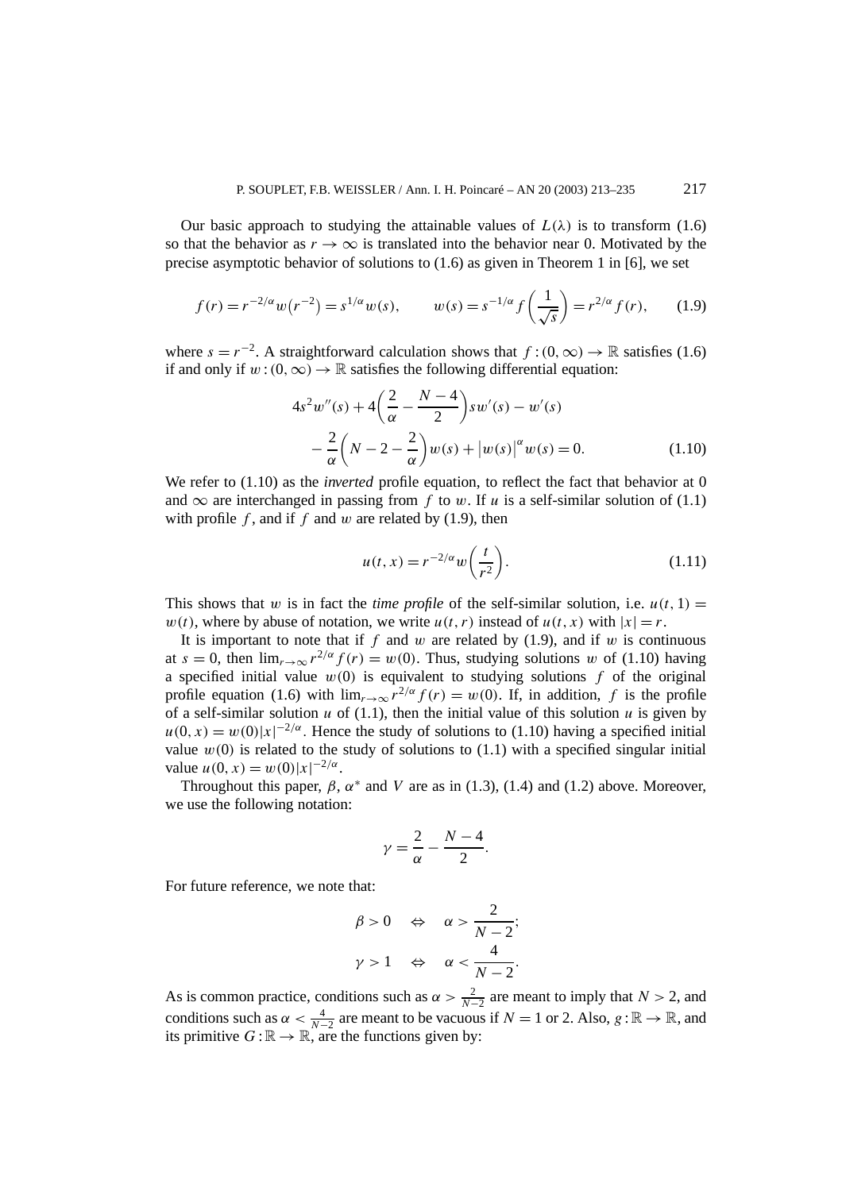Our basic approach to studying the attainable values of $L(\lambda)$ is to transform (1.6) so that the behavior as $r \to \infty$ is translated into the behavior near 0. Motivated by the precise asymptotic behavior of solutions to (1.6) as given in Theorem 1 in [6], we set

$$f(r) = r^{-2/\alpha} w\left(r^{-2}\right) = s^{1/\alpha} w(s), \qquad w(s) = s^{-1/\alpha} f\left(\frac{1}{\sqrt{s}}\right) = r^{2/\alpha} f(r), \tag{1.9}$$

where $s = r^{-2}$. A straightforward calculation shows that $f:(0,\infty) \to \mathbb{R}$ satisfies (1.6) if and only if $w:(0,\infty) \to \mathbb{R}$ satisfies the following differential equation:

$$4s^2 w''(s) + 4\left(\frac{2}{\alpha} - \frac{N-4}{2}\right) s w'(s) - w'(s) - \frac{2}{\alpha}\left(N - 2 - \frac{2}{\alpha}\right) w(s) + \left|w(s)\right|^{\alpha} w(s) = 0. \tag{1.10}$$

We refer to (1.10) as the *inverted* profile equation, to reflect the fact that behavior at 0 and $\infty$ are interchanged in passing from $f$ to $w$. If $u$ is a self-similar solution of (1.1) with profile $f$, and if $f$ and $w$ are related by (1.9), then

$$u(t,x) = r^{-2/\alpha} w\left(\frac{t}{r^2}\right). \tag{1.11}$$

This shows that $w$ is in fact the *time profile* of the self-similar solution, i.e. $u(t,1) = w(t)$, where by abuse of notation, we write $u(t,r)$ instead of $u(t,x)$ with $|x| = r$.

It is important to note that if $f$ and $w$ are related by (1.9), and if $w$ is continuous at $s = 0$, then $\lim_{r\to\infty} r^{2/\alpha} f(r) = w(0)$. Thus, studying solutions $w$ of (1.10) having a specified initial value $w(0)$ is equivalent to studying solutions $f$ of the original profile equation (1.6) with $\lim_{r\to\infty} r^{2/\alpha} f(r) = w(0)$. If, in addition, $f$ is the profile of a self-similar solution $u$ of (1.1), then the initial value of this solution $u$ is given by $u(0,x) = w(0)|x|^{-2/\alpha}$. Hence the study of solutions to (1.10) having a specified initial value $w(0)$ is related to the study of solutions to (1.1) with a specified singular initial value $u(0,x) = w(0)|x|^{-2/\alpha}$.

Throughout this paper, $\beta$, $\alpha^*$ and $V$ are as in (1.3), (1.4) and (1.2) above. Moreover, we use the following notation:

$$\gamma = \frac{2}{\alpha} - \frac{N-4}{2}.$$

For future reference, we note that:

$$\beta > 0 \quad \Leftrightarrow \quad \alpha > \frac{2}{N-2};$$
$$\gamma > 1 \quad \Leftrightarrow \quad \alpha < \frac{4}{N-2}.$$

As is common practice, conditions such as $\alpha > \frac{2}{N-2}$ are meant to imply that $N > 2$, and conditions such as $\alpha < \frac{4}{N-2}$ are meant to be vacuous if $N = 1$ or 2. Also, $g:\mathbb{R} \to \mathbb{R}$, and its primitive $G:\mathbb{R} \to \mathbb{R}$, are the functions given by: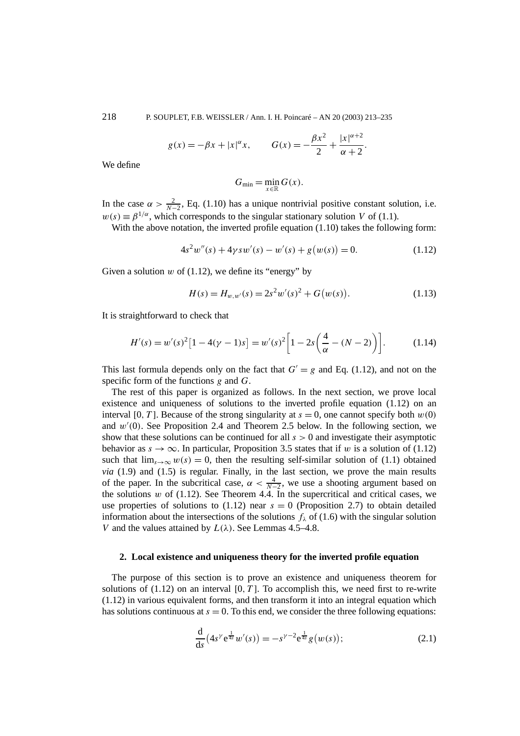$$g(x) = -\beta x + |x|^\alpha x, \qquad G(x) = -\frac{\beta x^2}{2} + \frac{|x|^{\alpha+2}}{\alpha+2}.$$

We define

$$G_{\min} = \min_{x \in \mathbb{R}} G(x).$$

In the case $\alpha > \frac{2}{N-2}$, Eq. (1.10) has a unique nontrivial positive constant solution, i.e. $w(s) \equiv \beta^{1/\alpha}$, which corresponds to the singular stationary solution $V$ of (1.1).

With the above notation, the inverted profile equation (1.10) takes the following form:

$$4s^2 w''(s) + 4\gamma s w'(s) - w'(s) + g\big(w(s)\big) = 0. \tag{1.12}$$

Given a solution $w$ of (1.12), we define its "energy" by

$$H(s) = H_{w,w'}(s) = 2s^2 w'(s)^2 + G\big(w(s)\big). \tag{1.13}$$

It is straightforward to check that

$$H'(s) = w'(s)^2\big[1 - 4(\gamma-1)s\big] = w'(s)^2\left[1 - 2s\left(\frac{4}{\alpha} - (N-2)\right)\right]. \tag{1.14}$$

This last formula depends only on the fact that $G' = g$ and Eq. (1.12), and not on the specific form of the functions $g$ and $G$.

The rest of this paper is organized as follows. In the next section, we prove local existence and uniqueness of solutions to the inverted profile equation (1.12) on an interval $[0, T]$. Because of the strong singularity at $s = 0$, one cannot specify both $w(0)$ and $w'(0)$. See Proposition 2.4 and Theorem 2.5 below. In the following section, we show that these solutions can be continued for all $s > 0$ and investigate their asymptotic behavior as $s \to \infty$. In particular, Proposition 3.5 states that if $w$ is a solution of (1.12) such that $\lim_{s\to\infty} w(s) = 0$, then the resulting self-similar solution of (1.1) obtained *via* (1.9) and (1.5) is regular. Finally, in the last section, we prove the main results of the paper. In the subcritical case, $\alpha < \frac{4}{N-2}$, we use a shooting argument based on the solutions $w$ of (1.12). See Theorem 4.4. In the supercritical and critical cases, we use properties of solutions to (1.12) near $s = 0$ (Proposition 2.7) to obtain detailed information about the intersections of the solutions $f_\lambda$ of (1.6) with the singular solution $V$ and the values attained by $L(\lambda)$. See Lemmas 4.5–4.8.

## 2. Local existence and uniqueness theory for the inverted profile equation

The purpose of this section is to prove an existence and uniqueness theorem for solutions of (1.12) on an interval $[0, T]$. To accomplish this, we need first to re-write (1.12) in various equivalent forms, and then transform it into an integral equation which has solutions continuous at $s = 0$. To this end, we consider the three following equations:

$$\frac{\mathrm{d}}{\mathrm{d}s}\big(4s^\gamma \mathrm{e}^{\frac{1}{4s}} w'(s)\big) = -s^{\gamma-2}\mathrm{e}^{\frac{1}{4s}} g\big(w(s)\big); \tag{2.1}$$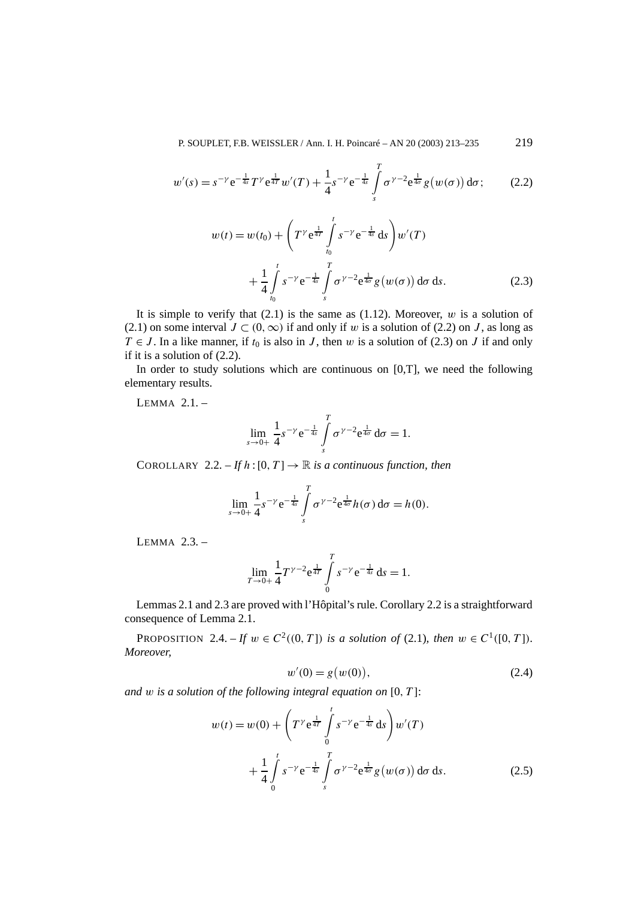$$w'(s) = s^{-\gamma} \mathrm{e}^{-\frac{1}{4s}} T^{\gamma} \mathrm{e}^{\frac{1}{4T}} w'(T) + \frac{1}{4} s^{-\gamma} \mathrm{e}^{-\frac{1}{4s}} \int_s^T \sigma^{\gamma-2} \mathrm{e}^{\frac{1}{4\sigma}} g\big(w(\sigma)\big)\, \mathrm{d}\sigma; \tag{2.2}$$

$$w(t) = w(t_0) + \left( T^{\gamma} \mathrm{e}^{\frac{1}{4T}} \int_{t_0}^{t} s^{-\gamma} \mathrm{e}^{-\frac{1}{4s}}\, \mathrm{d}s \right) w'(T) + \frac{1}{4} \int_{t_0}^{t} s^{-\gamma} \mathrm{e}^{-\frac{1}{4s}} \int_s^T \sigma^{\gamma-2} \mathrm{e}^{\frac{1}{4\sigma}} g\big(w(\sigma)\big)\, \mathrm{d}\sigma\, \mathrm{d}s. \tag{2.3}$$

It is simple to verify that (2.1) is the same as (1.12). Moreover, $w$ is a solution of (2.1) on some interval $J \subset (0, \infty)$ if and only if $w$ is a solution of (2.2) on $J$, as long as $T \in J$. In a like manner, if $t_0$ is also in $J$, then $w$ is a solution of (2.3) on $J$ if and only if it is a solution of (2.2).

In order to study solutions which are continuous on [0,T], we need the following elementary results.

LEMMA 2.1. –

$$\lim_{s \to 0+} \frac{1}{4} s^{-\gamma} \mathrm{e}^{-\frac{1}{4s}} \int_s^T \sigma^{\gamma-2} \mathrm{e}^{\frac{1}{4\sigma}}\, \mathrm{d}\sigma = 1.$$

COROLLARY 2.2. – *If $h : [0, T] \to \mathbb{R}$ is a continuous function, then*

$$\lim_{s \to 0+} \frac{1}{4} s^{-\gamma} \mathrm{e}^{-\frac{1}{4s}} \int_s^T \sigma^{\gamma-2} \mathrm{e}^{\frac{1}{4\sigma}} h(\sigma)\, \mathrm{d}\sigma = h(0).$$

LEMMA 2.3. –

$$\lim_{T \to 0+} \frac{1}{4} T^{\gamma-2} \mathrm{e}^{\frac{1}{4T}} \int_0^T s^{-\gamma} \mathrm{e}^{-\frac{1}{4s}}\, \mathrm{d}s = 1.$$

Lemmas 2.1 and 2.3 are proved with l'Hôpital's rule. Corollary 2.2 is a straightforward consequence of Lemma 2.1.

PROPOSITION 2.4. – *If $w \in C^2((0, T])$ is a solution of (2.1), then $w \in C^1([0, T])$. Moreover,*

$$w'(0) = g\big(w(0)\big), \tag{2.4}$$

*and $w$ is a solution of the following integral equation on $[0, T]$:*

$$w(t) = w(0) + \left( T^{\gamma} \mathrm{e}^{\frac{1}{4T}} \int_0^t s^{-\gamma} \mathrm{e}^{-\frac{1}{4s}}\, \mathrm{d}s \right) w'(T) + \frac{1}{4} \int_0^t s^{-\gamma} \mathrm{e}^{-\frac{1}{4s}} \int_s^T \sigma^{\gamma-2} \mathrm{e}^{\frac{1}{4\sigma}} g\big(w(\sigma)\big)\, \mathrm{d}\sigma\, \mathrm{d}s. \tag{2.5}$$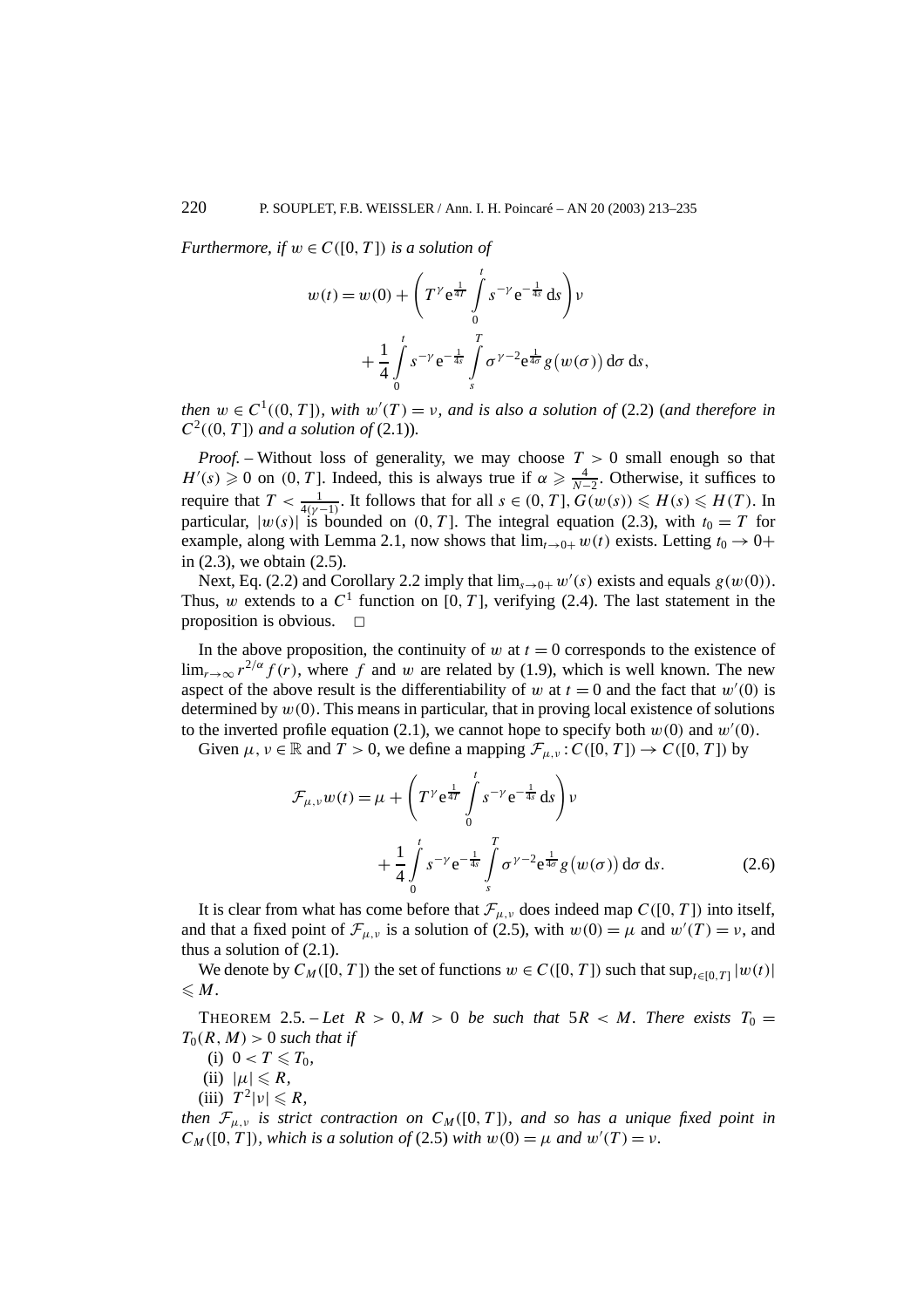*Furthermore, if $w \in C([0,T])$ is a solution of*

$$w(t) = w(0) + \left( T^{\gamma} \mathrm{e}^{\frac{1}{4T}} \int_0^t s^{-\gamma} \mathrm{e}^{-\frac{1}{4s}}\, \mathrm{d}s \right) \nu + \frac{1}{4} \int_0^t s^{-\gamma} \mathrm{e}^{-\frac{1}{4s}} \int_s^T \sigma^{\gamma-2} \mathrm{e}^{\frac{1}{4\sigma}} g\big(w(\sigma)\big)\, \mathrm{d}\sigma\, \mathrm{d}s,$$

*then $w \in C^1((0,T])$, with $w'(T) = \nu$, and is also a solution of* (2.2) (*and therefore in $C^2((0,T])$ and a solution of* (2.1)).

*Proof.* – Without loss of generality, we may choose $T > 0$ small enough so that $H'(s) \geqslant 0$ on $(0,T]$. Indeed, this is always true if $\alpha \geqslant \frac{4}{N-2}$. Otherwise, it suffices to require that $T < \frac{1}{4(\gamma-1)}$. It follows that for all $s \in (0,T]$, $G(w(s)) \leqslant H(s) \leqslant H(T)$. In particular, $|w(s)|$ is bounded on $(0,T]$. The integral equation (2.3), with $t_0 = T$ for example, along with Lemma 2.1, now shows that $\lim_{t \to 0+} w(t)$ exists. Letting $t_0 \to 0+$ in (2.3), we obtain (2.5).

Next, Eq. (2.2) and Corollary 2.2 imply that $\lim_{s \to 0+} w'(s)$ exists and equals $g(w(0))$. Thus, $w$ extends to a $C^1$ function on $[0,T]$, verifying (2.4). The last statement in the proposition is obvious. □

In the above proposition, the continuity of $w$ at $t = 0$ corresponds to the existence of $\lim_{r\to\infty} r^{2/\alpha} f(r)$, where $f$ and $w$ are related by (1.9), which is well known. The new aspect of the above result is the differentiability of $w$ at $t = 0$ and the fact that $w'(0)$ is determined by $w(0)$. This means in particular, that in proving local existence of solutions to the inverted profile equation (2.1), we cannot hope to specify both $w(0)$ and $w'(0)$.

Given $\mu, \nu \in \mathbb{R}$ and $T > 0$, we define a mapping $\mathcal{F}_{\mu,\nu} : C([0,T]) \to C([0,T])$ by

$$\mathcal{F}_{\mu,\nu} w(t) = \mu + \left( T^{\gamma} \mathrm{e}^{\frac{1}{4T}} \int_0^t s^{-\gamma} \mathrm{e}^{-\frac{1}{4s}}\, \mathrm{d}s \right) \nu + \frac{1}{4} \int_0^t s^{-\gamma} \mathrm{e}^{-\frac{1}{4s}} \int_s^T \sigma^{\gamma-2} \mathrm{e}^{\frac{1}{4\sigma}} g\big(w(\sigma)\big)\, \mathrm{d}\sigma\, \mathrm{d}s. \tag{2.6}$$

It is clear from what has come before that $\mathcal{F}_{\mu,\nu}$ does indeed map $C([0,T])$ into itself, and that a fixed point of $\mathcal{F}_{\mu,\nu}$ is a solution of (2.5), with $w(0) = \mu$ and $w'(T) = \nu$, and thus a solution of (2.1).

We denote by $C_M([0,T])$ the set of functions $w \in C([0,T])$ such that $\sup_{t\in[0,T]} |w(t)| \leqslant M$.

THEOREM 2.5. – *Let $R > 0, M > 0$ be such that $5R < M$. There exists $T_0 = T_0(R, M) > 0$ such that if*

(i) $0 < T \leqslant T_0$,

(ii) $|\mu| \leqslant R$,

(iii) $T^2|\nu| \leqslant R$,

*then $\mathcal{F}_{\mu,\nu}$ is strict contraction on $C_M([0,T])$, and so has a unique fixed point in $C_M([0,T])$, which is a solution of* (2.5) *with $w(0) = \mu$ and $w'(T) = \nu$.*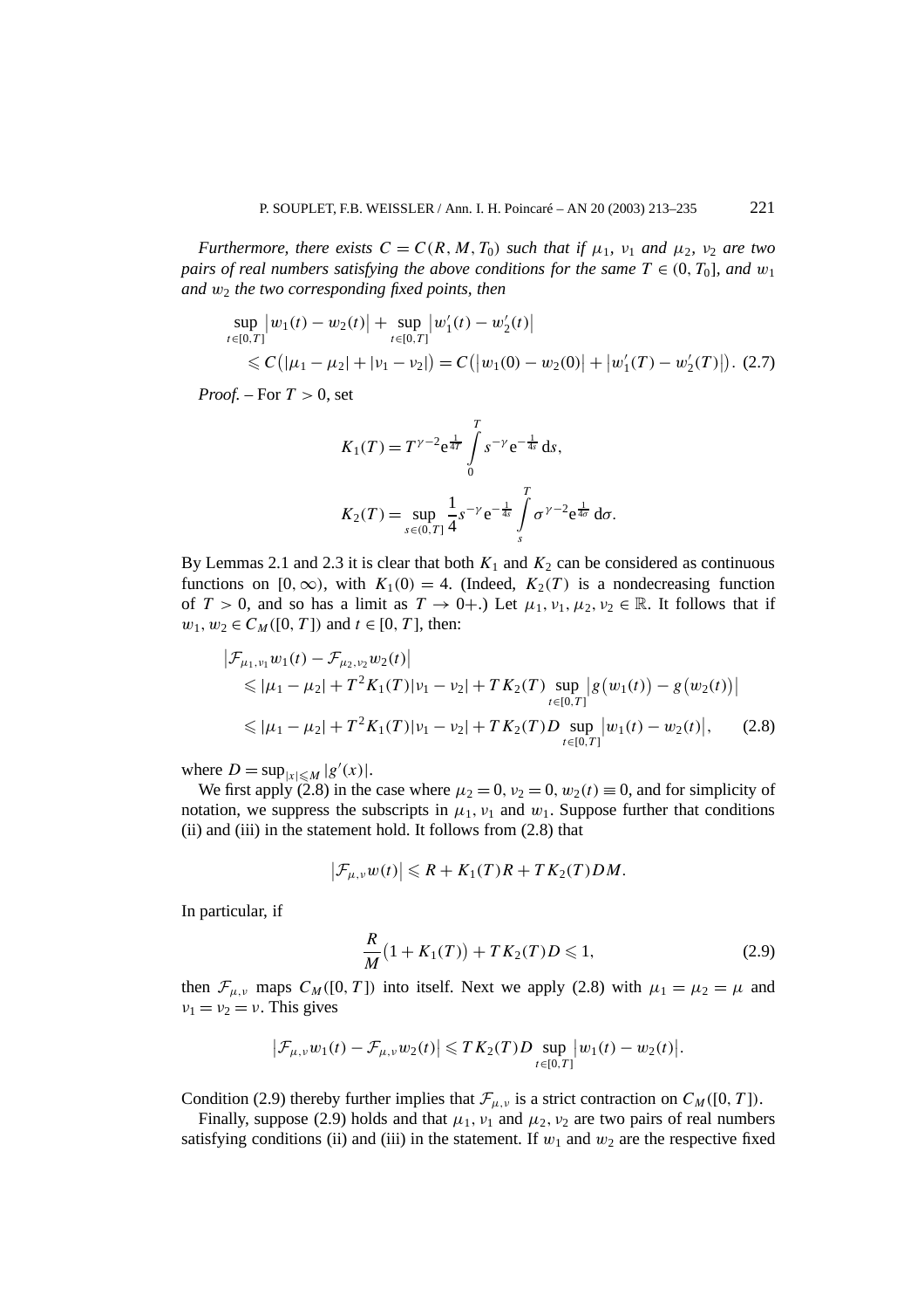*Furthermore, there exists $C = C(R, M, T_0)$ such that if $\mu_1$, $\nu_1$ and $\mu_2$, $\nu_2$ are two pairs of real numbers satisfying the above conditions for the same $T \in (0, T_0]$, and $w_1$ and $w_2$ the two corresponding fixed points, then*

$$\sup_{t\in[0,T]} \left|w_1(t) - w_2(t)\right| + \sup_{t\in[0,T]} \left|w_1'(t) - w_2'(t)\right| \leqslant C\left(|\mu_1 - \mu_2| + |\nu_1 - \nu_2|\right) = C\left(\left|w_1(0) - w_2(0)\right| + \left|w_1'(T) - w_2'(T)\right|\right). \tag{2.7}$$

*Proof.* – For $T > 0$, set

$$K_1(T) = T^{\gamma-2} \mathrm{e}^{\frac{1}{4T}} \int_0^T s^{-\gamma} \mathrm{e}^{-\frac{1}{4s}} \, \mathrm{d}s,$$

$$K_2(T) = \sup_{s\in(0,T]} \frac{1}{4} s^{-\gamma} \mathrm{e}^{-\frac{1}{4s}} \int_s^T \sigma^{\gamma-2} \mathrm{e}^{\frac{1}{4\sigma}} \, \mathrm{d}\sigma.$$

By Lemmas 2.1 and 2.3 it is clear that both $K_1$ and $K_2$ can be considered as continuous functions on $[0, \infty)$, with $K_1(0) = 4$. (Indeed, $K_2(T)$ is a nondecreasing function of $T > 0$, and so has a limit as $T \to 0+$.) Let $\mu_1, \nu_1, \mu_2, \nu_2 \in \mathbb{R}$. It follows that if $w_1, w_2 \in C_M([0, T])$ and $t \in [0, T]$, then:

$$\begin{aligned}
&\left|\mathcal{F}_{\mu_1,\nu_1} w_1(t) - \mathcal{F}_{\mu_2,\nu_2} w_2(t)\right| \\
&\quad\leqslant |\mu_1 - \mu_2| + T^2 K_1(T)|\nu_1 - \nu_2| + T K_2(T) \sup_{t\in[0,T]} \left|g\big(w_1(t)\big) - g\big(w_2(t)\big)\right| \\
&\quad\leqslant |\mu_1 - \mu_2| + T^2 K_1(T)|\nu_1 - \nu_2| + T K_2(T) D \sup_{t\in[0,T]} \left|w_1(t) - w_2(t)\right|,
\end{aligned} \tag{2.8}$$

where $D = \sup_{|x|\leqslant M} |g'(x)|$.

We first apply (2.8) in the case where $\mu_2 = 0$, $\nu_2 = 0$, $w_2(t) \equiv 0$, and for simplicity of notation, we suppress the subscripts in $\mu_1$, $\nu_1$ and $w_1$. Suppose further that conditions (ii) and (iii) in the statement hold. It follows from (2.8) that

$$\left|\mathcal{F}_{\mu,\nu} w(t)\right| \leqslant R + K_1(T)R + T K_2(T) D M.$$

In particular, if

$$\frac{R}{M}\big(1 + K_1(T)\big) + T K_2(T) D \leqslant 1, \tag{2.9}$$

then $\mathcal{F}_{\mu,\nu}$ maps $C_M([0, T])$ into itself. Next we apply (2.8) with $\mu_1 = \mu_2 = \mu$ and $\nu_1 = \nu_2 = \nu$. This gives

$$\left|\mathcal{F}_{\mu,\nu} w_1(t) - \mathcal{F}_{\mu,\nu} w_2(t)\right| \leqslant T K_2(T) D \sup_{t\in[0,T]} \left|w_1(t) - w_2(t)\right|.$$

Condition (2.9) thereby further implies that $\mathcal{F}_{\mu,\nu}$ is a strict contraction on $C_M([0, T])$.

Finally, suppose (2.9) holds and that $\mu_1$, $\nu_1$ and $\mu_2$, $\nu_2$ are two pairs of real numbers satisfying conditions (ii) and (iii) in the statement. If $w_1$ and $w_2$ are the respective fixed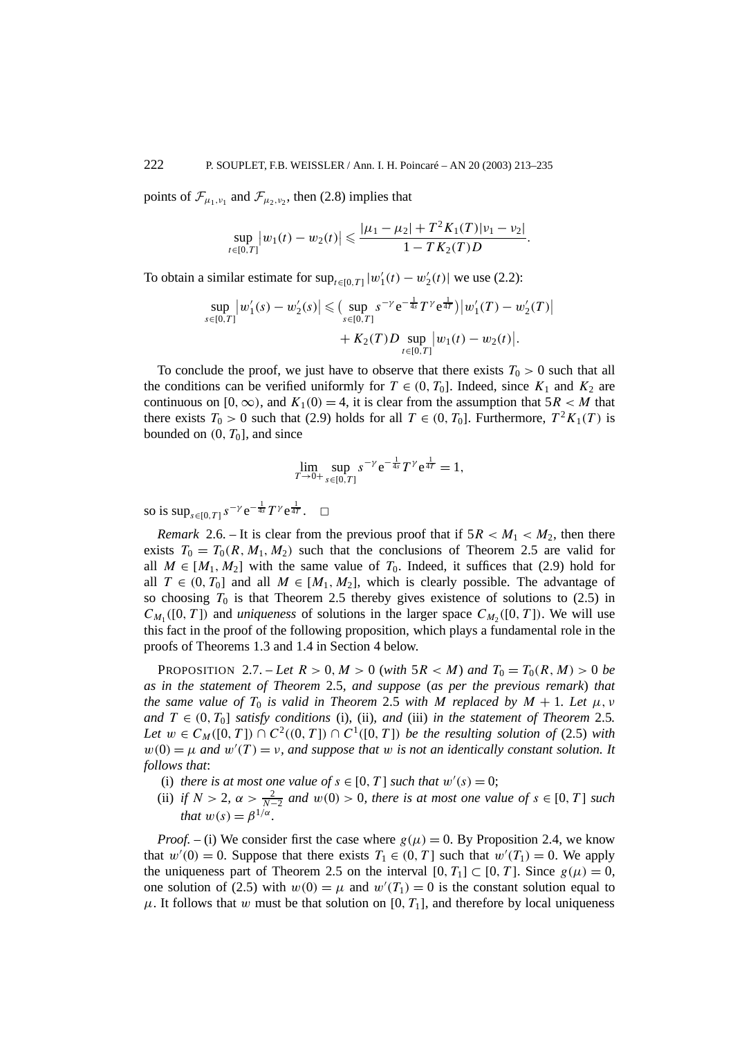points of $\mathcal{F}_{\mu_1,\nu_1}$ and $\mathcal{F}_{\mu_2,\nu_2}$, then (2.8) implies that

$$\sup_{t\in[0,T]} \left|w_1(t) - w_2(t)\right| \leqslant \frac{|\mu_1 - \mu_2| + T^2 K_1(T)|\nu_1 - \nu_2|}{1 - T K_2(T) D}.$$

To obtain a similar estimate for $\sup_{t\in[0,T]} |w_1'(t) - w_2'(t)|$ we use (2.2):

$$\sup_{s\in[0,T]} \left|w_1'(s) - w_2'(s)\right| \leqslant \Big(\sup_{s\in[0,T]} s^{-\gamma} \mathrm{e}^{-\frac{1}{4s}} T^{\gamma} \mathrm{e}^{\frac{1}{4T}}\Big) \left|w_1'(T) - w_2'(T)\right| + K_2(T) D \sup_{t\in[0,T]} \left|w_1(t) - w_2(t)\right|.$$

To conclude the proof, we just have to observe that there exists $T_0 > 0$ such that all the conditions can be verified uniformly for $T \in (0, T_0]$. Indeed, since $K_1$ and $K_2$ are continuous on $[0,\infty)$, and $K_1(0) = 4$, it is clear from the assumption that $5R < M$ that there exists $T_0 > 0$ such that (2.9) holds for all $T \in (0, T_0]$. Furthermore, $T^2 K_1(T)$ is bounded on $(0, T_0]$, and since

$$\lim_{T\to 0+} \sup_{s\in[0,T]} s^{-\gamma} \mathrm{e}^{-\frac{1}{4s}} T^{\gamma} \mathrm{e}^{\frac{1}{4T}} = 1,$$

so is $\sup_{s\in[0,T]} s^{-\gamma} \mathrm{e}^{-\frac{1}{4s}} T^{\gamma} \mathrm{e}^{\frac{1}{4T}}$. □

*Remark* 2.6. – It is clear from the previous proof that if $5R < M_1 < M_2$, then there exists $T_0 = T_0(R, M_1, M_2)$ such that the conclusions of Theorem 2.5 are valid for all $M \in [M_1, M_2]$ with the same value of $T_0$. Indeed, it suffices that (2.9) hold for all $T \in (0, T_0]$ and all $M \in [M_1, M_2]$, which is clearly possible. The advantage of so choosing $T_0$ is that Theorem 2.5 thereby gives existence of solutions to (2.5) in $C_{M_1}([0,T])$ and *uniqueness* of solutions in the larger space $C_{M_2}([0,T])$. We will use this fact in the proof of the following proposition, which plays a fundamental role in the proofs of Theorems 1.3 and 1.4 in Section 4 below.

PROPOSITION 2.7. – *Let $R > 0$, $M > 0$ (with $5R < M$) and $T_0 = T_0(R, M) > 0$ be as in the statement of Theorem 2.5, and suppose (as per the previous remark) that the same value of $T_0$ is valid in Theorem 2.5 with $M$ replaced by $M + 1$. Let $\mu, \nu$ and $T \in (0, T_0]$ satisfy conditions (i), (ii), and (iii) in the statement of Theorem 2.5. Let $w \in C_M([0,T]) \cap C^2((0,T]) \cap C^1([0,T])$ be the resulting solution of (2.5) with $w(0) = \mu$ and $w'(T) = \nu$, and suppose that $w$ is not an identically constant solution. It follows that*:

- (i) *there is at most one value of $s \in [0, T]$ such that $w'(s) = 0$;*
- (ii) *if $N > 2$, $\alpha > \frac{2}{N-2}$ and $w(0) > 0$, there is at most one value of $s \in [0, T]$ such that $w(s) = \beta^{1/\alpha}$.*

*Proof.* – (i) We consider first the case where $g(\mu) = 0$. By Proposition 2.4, we know that $w'(0) = 0$. Suppose that there exists $T_1 \in (0, T]$ such that $w'(T_1) = 0$. We apply the uniqueness part of Theorem 2.5 on the interval $[0, T_1] \subset [0, T]$. Since $g(\mu) = 0$, one solution of (2.5) with $w(0) = \mu$ and $w'(T_1) = 0$ is the constant solution equal to $\mu$. It follows that $w$ must be that solution on $[0, T_1]$, and therefore by local uniqueness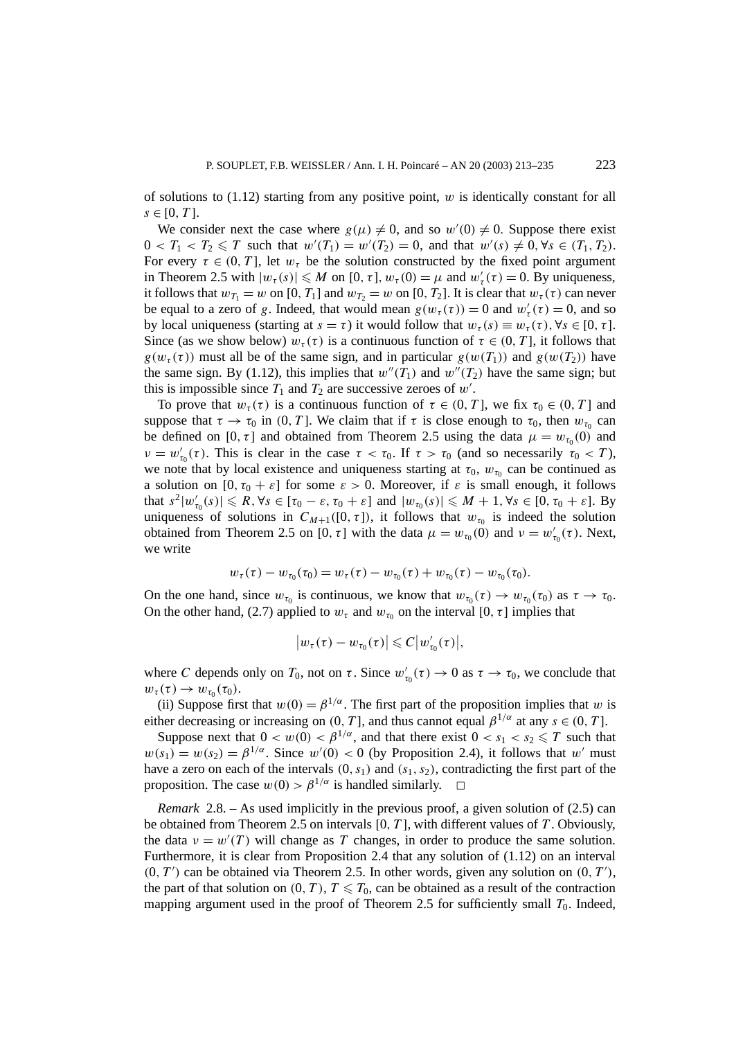of solutions to (1.12) starting from any positive point, $w$ is identically constant for all $s \in [0, T]$.

We consider next the case where $g(\mu) \neq 0$, and so $w'(0) \neq 0$. Suppose there exist $0 < T_1 < T_2 \leqslant T$ such that $w'(T_1) = w'(T_2) = 0$, and that $w'(s) \neq 0, \forall s \in (T_1, T_2)$. For every $\tau \in (0, T]$, let $w_\tau$ be the solution constructed by the fixed point argument in Theorem 2.5 with $|w_\tau(s)| \leqslant M$ on $[0, \tau]$, $w_\tau(0) = \mu$ and $w'_\tau(\tau) = 0$. By uniqueness, it follows that $w_{T_1} = w$ on $[0, T_1]$ and $w_{T_2} = w$ on $[0, T_2]$. It is clear that $w_\tau(\tau)$ can never be equal to a zero of $g$. Indeed, that would mean $g(w_\tau(\tau)) = 0$ and $w'_\tau(\tau) = 0$, and so by local uniqueness (starting at $s = \tau$) it would follow that $w_\tau(s) \equiv w_\tau(\tau), \forall s \in [0, \tau]$. Since (as we show below) $w_\tau(\tau)$ is a continuous function of $\tau \in (0, T]$, it follows that $g(w_\tau(\tau))$ must all be of the same sign, and in particular $g(w(T_1))$ and $g(w(T_2))$ have the same sign. By (1.12), this implies that $w''(T_1)$ and $w''(T_2)$ have the same sign; but this is impossible since $T_1$ and $T_2$ are successive zeroes of $w'$.

To prove that $w_\tau(\tau)$ is a continuous function of $\tau \in (0, T]$, we fix $\tau_0 \in (0, T]$ and suppose that $\tau \to \tau_0$ in $(0, T]$. We claim that if $\tau$ is close enough to $\tau_0$, then $w_{\tau_0}$ can be defined on $[0, \tau]$ and obtained from Theorem 2.5 using the data $\mu = w_{\tau_0}(0)$ and $\nu = w'_{\tau_0}(\tau)$. This is clear in the case $\tau < \tau_0$. If $\tau > \tau_0$ (and so necessarily $\tau_0 < T$), we note that by local existence and uniqueness starting at $\tau_0$, $w_{\tau_0}$ can be continued as a solution on $[0, \tau_0 + \varepsilon]$ for some $\varepsilon > 0$. Moreover, if $\varepsilon$ is small enough, it follows that $s^2|w'_{\tau_0}(s)| \leqslant R, \forall s \in [\tau_0 - \varepsilon, \tau_0 + \varepsilon]$ and $|w_{\tau_0}(s)| \leqslant M + 1, \forall s \in [0, \tau_0 + \varepsilon]$. By uniqueness of solutions in $C_{M+1}([0, \tau])$, it follows that $w_{\tau_0}$ is indeed the solution obtained from Theorem 2.5 on $[0, \tau]$ with the data $\mu = w_{\tau_0}(0)$ and $\nu = w'_{\tau_0}(\tau)$. Next, we write

$$w_\tau(\tau) - w_{\tau_0}(\tau_0) = w_\tau(\tau) - w_{\tau_0}(\tau) + w_{\tau_0}(\tau) - w_{\tau_0}(\tau_0).$$

On the one hand, since $w_{\tau_0}$ is continuous, we know that $w_{\tau_0}(\tau) \to w_{\tau_0}(\tau_0)$ as $\tau \to \tau_0$. On the other hand, (2.7) applied to $w_\tau$ and $w_{\tau_0}$ on the interval $[0, \tau]$ implies that

$$\left|w_\tau(\tau) - w_{\tau_0}(\tau)\right| \leqslant C\left|w'_{\tau_0}(\tau)\right|,$$

where $C$ depends only on $T_0$, not on $\tau$. Since $w'_{\tau_0}(\tau) \to 0$ as $\tau \to \tau_0$, we conclude that $w_\tau(\tau) \to w_{\tau_0}(\tau_0)$.

(ii) Suppose first that $w(0) = \beta^{1/\alpha}$. The first part of the proposition implies that $w$ is either decreasing or increasing on $(0, T]$, and thus cannot equal $\beta^{1/\alpha}$ at any $s \in (0, T]$.

Suppose next that $0 < w(0) < \beta^{1/\alpha}$, and that there exist $0 < s_1 < s_2 \leqslant T$ such that $w(s_1) = w(s_2) = \beta^{1/\alpha}$. Since $w'(0) < 0$ (by Proposition 2.4), it follows that $w'$ must have a zero on each of the intervals $(0, s_1)$ and $(s_1, s_2)$, contradicting the first part of the proposition. The case $w(0) > \beta^{1/\alpha}$ is handled similarly. □

*Remark* 2.8. – As used implicitly in the previous proof, a given solution of (2.5) can be obtained from Theorem 2.5 on intervals $[0, T]$, with different values of $T$. Obviously, the data $\nu = w'(T)$ will change as $T$ changes, in order to produce the same solution. Furthermore, it is clear from Proposition 2.4 that any solution of (1.12) on an interval $(0, T')$ can be obtained via Theorem 2.5. In other words, given any solution on $(0, T')$, the part of that solution on $(0, T)$, $T \leqslant T_0$, can be obtained as a result of the contraction mapping argument used in the proof of Theorem 2.5 for sufficiently small $T_0$. Indeed,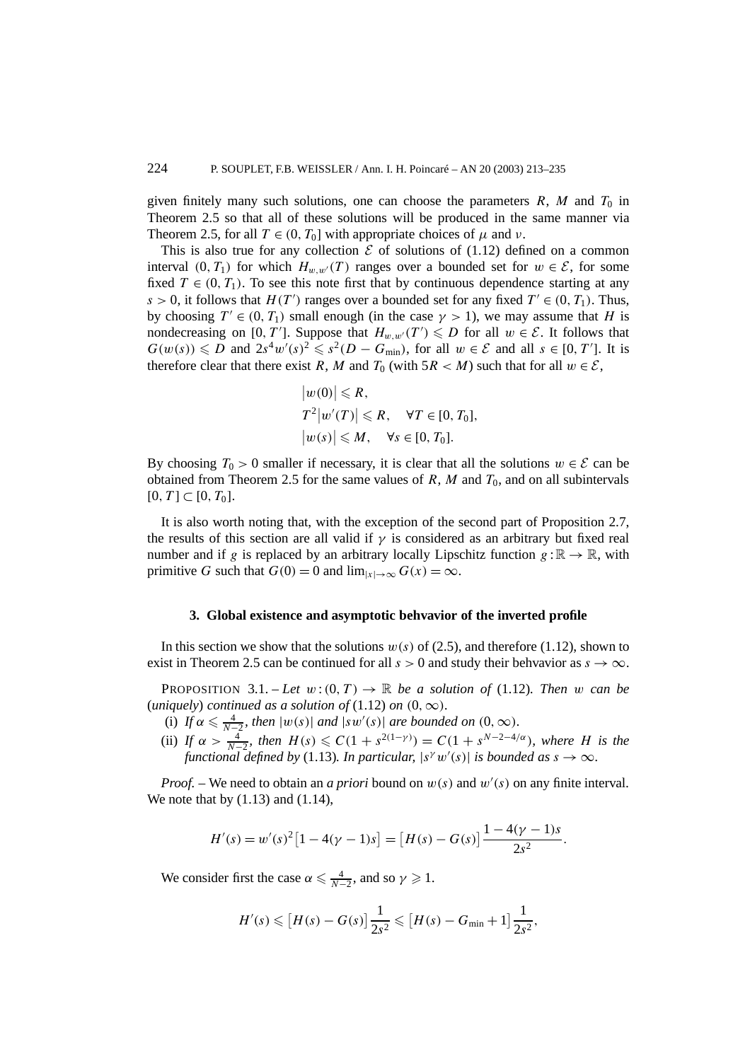given finitely many such solutions, one can choose the parameters $R$, $M$ and $T_0$ in Theorem 2.5 so that all of these solutions will be produced in the same manner via Theorem 2.5, for all $T \in (0, T_0]$ with appropriate choices of $\mu$ and $\nu$.

This is also true for any collection $\mathcal{E}$ of solutions of (1.12) defined on a common interval $(0, T_1)$ for which $H_{w,w'}(T)$ ranges over a bounded set for $w \in \mathcal{E}$, for some fixed $T \in (0, T_1)$. To see this note first that by continuous dependence starting at any $s > 0$, it follows that $H(T')$ ranges over a bounded set for any fixed $T' \in (0, T_1)$. Thus, by choosing $T' \in (0, T_1)$ small enough (in the case $\gamma > 1$), we may assume that $H$ is nondecreasing on $[0, T']$. Suppose that $H_{w,w'}(T') \leqslant D$ for all $w \in \mathcal{E}$. It follows that $G(w(s)) \leqslant D$ and $2s^4 w'(s)^2 \leqslant s^2(D - G_{\min})$, for all $w \in \mathcal{E}$ and all $s \in [0, T']$. It is therefore clear that there exist $R$, $M$ and $T_0$ (with $5R < M$) such that for all $w \in \mathcal{E}$,

$$
\begin{aligned}
&|w(0)| \leqslant R, \\
&T^2|w'(T)| \leqslant R, \quad \forall T \in [0, T_0], \\
&|w(s)| \leqslant M, \quad \forall s \in [0, T_0].
\end{aligned}
$$

By choosing $T_0 > 0$ smaller if necessary, it is clear that all the solutions $w \in \mathcal{E}$ can be obtained from Theorem 2.5 for the same values of $R$, $M$ and $T_0$, and on all subintervals $[0, T] \subset [0, T_0]$.

It is also worth noting that, with the exception of the second part of Proposition 2.7, the results of this section are all valid if $\gamma$ is considered as an arbitrary but fixed real number and if $g$ is replaced by an arbitrary locally Lipschitz function $g : \mathbb{R} \to \mathbb{R}$, with primitive $G$ such that $G(0) = 0$ and $\lim_{|x| \to \infty} G(x) = \infty$.

### 3. Global existence and asymptotic behvavior of the inverted profile

In this section we show that the solutions $w(s)$ of (2.5), and therefore (1.12), shown to exist in Theorem 2.5 can be continued for all $s > 0$ and study their behvavior as $s \to \infty$.

PROPOSITION 3.1. – *Let $w : (0, T) \to \mathbb{R}$ be a solution of* (1.12)*. Then $w$ can be* (*uniquely*) *continued as a solution of* (1.12) *on* $(0, \infty)$*.*

(i) *If $\alpha \leqslant \frac{4}{N-2}$, then $|w(s)|$ and $|sw'(s)|$ are bounded on $(0, \infty)$.*

(ii) *If $\alpha > \frac{4}{N-2}$, then $H(s) \leqslant C(1 + s^{2(1-\gamma)}) = C(1 + s^{N-2-4/\alpha})$, where $H$ is the functional defined by* (1.13)*. In particular, $|s^\gamma w'(s)|$ is bounded as $s \to \infty$.*

*Proof.* – We need to obtain an *a priori* bound on $w(s)$ and $w'(s)$ on any finite interval. We note that by (1.13) and (1.14),

$$
H'(s) = w'(s)^2\left[1 - 4(\gamma - 1)s\right] = \left[H(s) - G(s)\right]\frac{1 - 4(\gamma - 1)s}{2s^2}.
$$

We consider first the case $\alpha \leqslant \frac{4}{N-2}$, and so $\gamma \geqslant 1$.

$$
H'(s) \leqslant \left[H(s) - G(s)\right]\frac{1}{2s^2} \leqslant \left[H(s) - G_{\min} + 1\right]\frac{1}{2s^2},
$$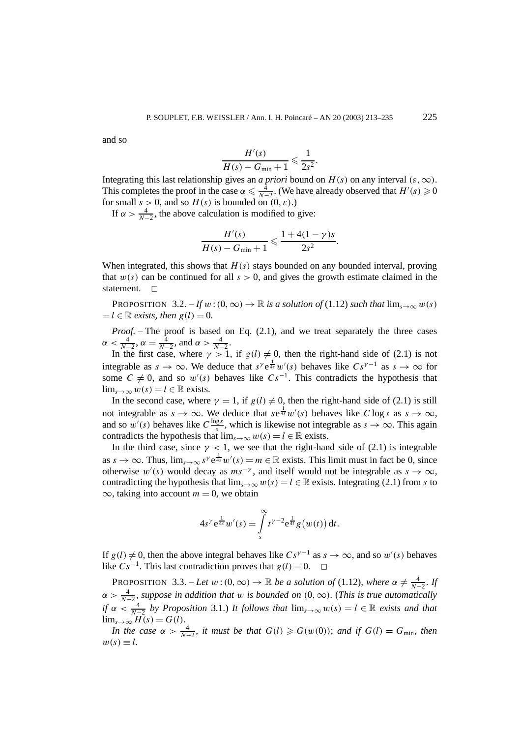and so

$$\frac{H'(s)}{H(s) - G_{\min} + 1} \leqslant \frac{1}{2s^2}.$$

Integrating this last relationship gives an *a priori* bound on $H(s)$ on any interval $(\varepsilon, \infty)$. This completes the proof in the case $\alpha \leqslant \frac{4}{N-2}$. (We have already observed that $H'(s) \geqslant 0$ for small $s > 0$, and so $H(s)$ is bounded on $(0, \varepsilon)$.)

If $\alpha > \frac{4}{N-2}$, the above calculation is modified to give:

$$\frac{H'(s)}{H(s) - G_{\min} + 1} \leqslant \frac{1 + 4(1-\gamma)s}{2s^2}.$$

When integrated, this shows that $H(s)$ stays bounded on any bounded interval, proving that $w(s)$ can be continued for all $s > 0$, and gives the growth estimate claimed in the statement. $\square$

PROPOSITION 3.2. – *If $w : (0, \infty) \to \mathbb{R}$ is a solution of* (1.12) *such that* $\lim_{s \to \infty} w(s) = l \in \mathbb{R}$ *exists, then* $g(l) = 0$.

*Proof.* – The proof is based on Eq. (2.1), and we treat separately the three cases $\alpha < \frac{4}{N-2}$, $\alpha = \frac{4}{N-2}$, and $\alpha > \frac{4}{N-2}$.

In the first case, where $\gamma > 1$, if $g(l) \neq 0$, then the right-hand side of (2.1) is not integrable as $s \to \infty$. We deduce that $s^\gamma e^{\frac{1}{4s}} w'(s)$ behaves like $Cs^{\gamma-1}$ as $s \to \infty$ for some $C \neq 0$, and so $w'(s)$ behaves like $Cs^{-1}$. This contradicts the hypothesis that $\lim_{s \to \infty} w(s) = l \in \mathbb{R}$ exists.

In the second case, where $\gamma = 1$, if $g(l) \neq 0$, then the right-hand side of (2.1) is still not integrable as $s \to \infty$. We deduce that $s e^{\frac{1}{4s}} w'(s)$ behaves like $C \log s$ as $s \to \infty$, and so $w'(s)$ behaves like $C \frac{\log s}{s}$, which is likewise not integrable as $s \to \infty$. This again contradicts the hypothesis that $\lim_{s \to \infty} w(s) = l \in \mathbb{R}$ exists.

In the third case, since $\gamma < 1$, we see that the right-hand side of (2.1) is integrable as $s \to \infty$. Thus, $\lim_{s \to \infty} s^\gamma e^{\frac{1}{4s}} w'(s) = m \in \mathbb{R}$ exists. This limit must in fact be 0, since otherwise $w'(s)$ would decay as $ms^{-\gamma}$, and itself would not be integrable as $s \to \infty$, contradicting the hypothesis that $\lim_{s \to \infty} w(s) = l \in \mathbb{R}$ exists. Integrating (2.1) from $s$ to $\infty$, taking into account $m = 0$, we obtain

$$4s^\gamma e^{\frac{1}{4s}} w'(s) = \int_s^\infty t^{\gamma-2} e^{\frac{1}{4t}} g\big(w(t)\big)\, dt.$$

If $g(l) \neq 0$, then the above integral behaves like $Cs^{\gamma-1}$ as $s \to \infty$, and so $w'(s)$ behaves like $Cs^{-1}$. This last contradiction proves that $g(l) = 0$. $\square$

PROPOSITION 3.3. – *Let $w : (0, \infty) \to \mathbb{R}$ be a solution of* (1.12)*, where $\alpha \neq \frac{4}{N-2}$. If $\alpha > \frac{4}{N-2}$, suppose in addition that $w$ is bounded on $(0, \infty)$.* (*This is true automatically if $\alpha < \frac{4}{N-2}$ by Proposition* 3.1.) *It follows that $\lim_{s \to \infty} w(s) = l \in \mathbb{R}$ exists and that $\lim_{s \to \infty} H(s) = G(l)$.*

*In the case $\alpha > \frac{4}{N-2}$, it must be that $G(l) \geqslant G(w(0))$; and if $G(l) = G_{\min}$, then $w(s) \equiv l$.*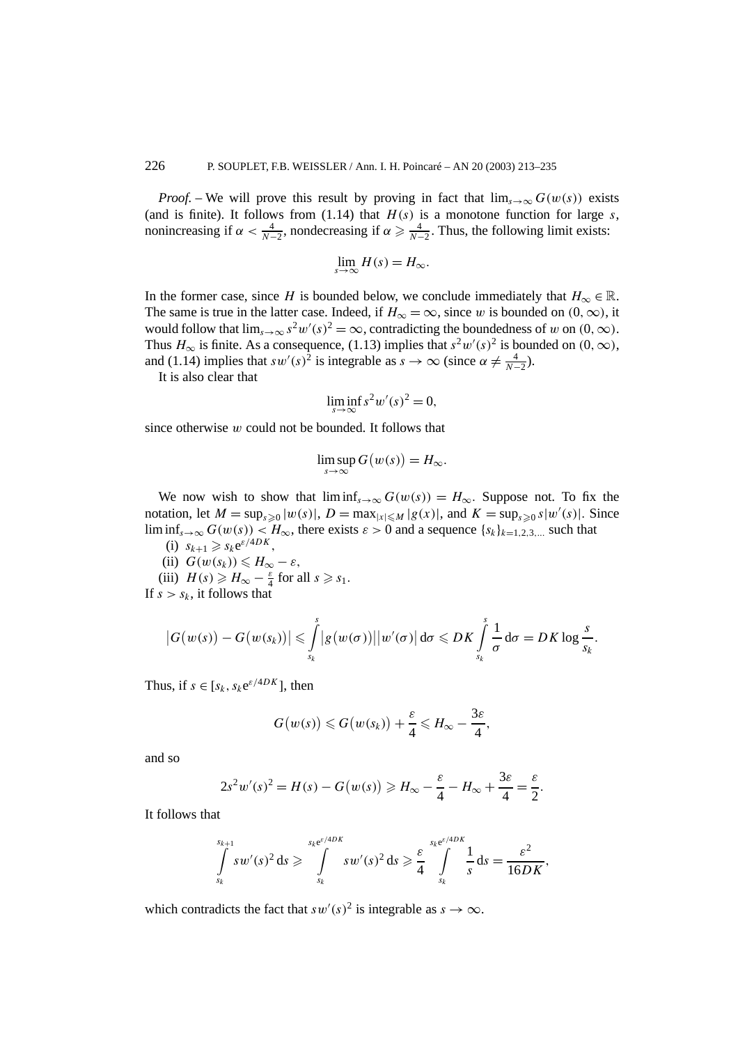*Proof.* – We will prove this result by proving in fact that $\lim_{s\to\infty} G(w(s))$ exists (and is finite). It follows from (1.14) that $H(s)$ is a monotone function for large $s$, nonincreasing if $\alpha < \frac{4}{N-2}$, nondecreasing if $\alpha \geqslant \frac{4}{N-2}$. Thus, the following limit exists:

$$\lim_{s\to\infty} H(s) = H_\infty.$$

In the former case, since $H$ is bounded below, we conclude immediately that $H_\infty \in \mathbb{R}$. The same is true in the latter case. Indeed, if $H_\infty = \infty$, since $w$ is bounded on $(0,\infty)$, it would follow that $\lim_{s\to\infty} s^2 w'(s)^2 = \infty$, contradicting the boundedness of $w$ on $(0,\infty)$. Thus $H_\infty$ is finite. As a consequence, (1.13) implies that $s^2 w'(s)^2$ is bounded on $(0,\infty)$, and (1.14) implies that $sw'(s)^2$ is integrable as $s\to\infty$ (since $\alpha \neq \frac{4}{N-2}$).

It is also clear that

$$\liminf_{s\to\infty} s^2 w'(s)^2 = 0,$$

since otherwise $w$ could not be bounded. It follows that

$$\limsup_{s\to\infty} G\big(w(s)\big) = H_\infty.$$

We now wish to show that $\liminf_{s\to\infty} G(w(s)) = H_\infty$. Suppose not. To fix the notation, let $M = \sup_{s\geqslant 0} |w(s)|$, $D = \max_{|x|\leqslant M} |g(x)|$, and $K = \sup_{s\geqslant 0} s|w'(s)|$. Since $\liminf_{s\to\infty} G(w(s)) < H_\infty$, there exists $\varepsilon > 0$ and a sequence $\{s_k\}_{k=1,2,3,\ldots}$ such that

(i) $s_{k+1} \geqslant s_k e^{\varepsilon/4DK}$,
(ii) $G(w(s_k)) \leqslant H_\infty - \varepsilon$,
(iii) $H(s) \geqslant H_\infty - \frac{\varepsilon}{4}$ for all $s \geqslant s_1$.

If $s > s_k$, it follows that

$$\big|G\big(w(s)\big) - G\big(w(s_k)\big)\big| \leqslant \int_{s_k}^{s} \big|g\big(w(\sigma)\big)\big|\big|w'(\sigma)\big|\,\mathrm{d}\sigma \leqslant DK \int_{s_k}^{s} \frac{1}{\sigma}\,\mathrm{d}\sigma = DK \log\frac{s}{s_k}.$$

Thus, if $s \in [s_k, s_k e^{\varepsilon/4DK}]$, then

$$G\big(w(s)\big) \leqslant G\big(w(s_k)\big) + \frac{\varepsilon}{4} \leqslant H_\infty - \frac{3\varepsilon}{4},$$

and so

$$2s^2 w'(s)^2 = H(s) - G\big(w(s)\big) \geqslant H_\infty - \frac{\varepsilon}{4} - H_\infty + \frac{3\varepsilon}{4} = \frac{\varepsilon}{2}.$$

It follows that

$$\int_{s_k}^{s_{k+1}} sw'(s)^2\,\mathrm{d}s \geqslant \int_{s_k}^{s_k e^{\varepsilon/4DK}} sw'(s)^2\,\mathrm{d}s \geqslant \frac{\varepsilon}{4}\int_{s_k}^{s_k e^{\varepsilon/4DK}} \frac{1}{s}\,\mathrm{d}s = \frac{\varepsilon^2}{16DK},$$

which contradicts the fact that $sw'(s)^2$ is integrable as $s\to\infty$.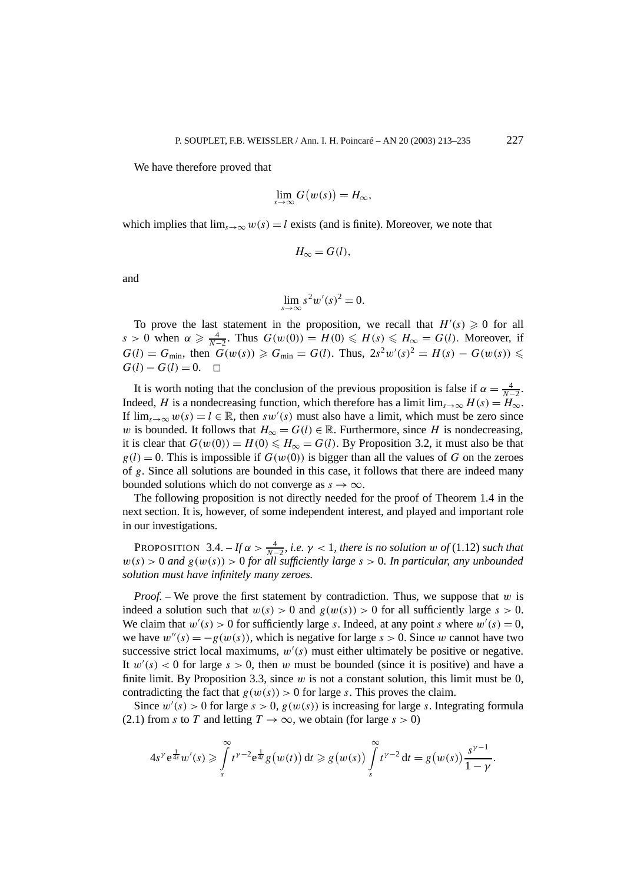We have therefore proved that

$$\lim_{s\to\infty} G\big(w(s)\big) = H_\infty,$$

which implies that $\lim_{s\to\infty} w(s) = l$ exists (and is finite). Moreover, we note that

$$H_\infty = G(l),$$

and

$$\lim_{s\to\infty} s^2 w'(s)^2 = 0.$$

To prove the last statement in the proposition, we recall that $H'(s) \geqslant 0$ for all $s > 0$ when $\alpha \geqslant \frac{4}{N-2}$. Thus $G(w(0)) = H(0) \leqslant H(s) \leqslant H_\infty = G(l)$. Moreover, if $G(l) = G_{\min}$, then $G(w(s)) \geqslant G_{\min} = G(l)$. Thus, $2s^2 w'(s)^2 = H(s) - G(w(s)) \leqslant G(l) - G(l) = 0$. $\square$

It is worth noting that the conclusion of the previous proposition is false if $\alpha = \frac{4}{N-2}$. Indeed, $H$ is a nondecreasing function, which therefore has a limit $\lim_{s\to\infty} H(s) = H_\infty$. If $\lim_{s\to\infty} w(s) = l \in \mathbb{R}$, then $sw'(s)$ must also have a limit, which must be zero since $w$ is bounded. It follows that $H_\infty = G(l) \in \mathbb{R}$. Furthermore, since $H$ is nondecreasing, it is clear that $G(w(0)) = H(0) \leqslant H_\infty = G(l)$. By Proposition 3.2, it must also be that $g(l) = 0$. This is impossible if $G(w(0))$ is bigger than all the values of $G$ on the zeroes of $g$. Since all solutions are bounded in this case, it follows that there are indeed many bounded solutions which do not converge as $s \to \infty$.

The following proposition is not directly needed for the proof of Theorem 1.4 in the next section. It is, however, of some independent interest, and played and important role in our investigations.

PROPOSITION 3.4. – *If $\alpha > \frac{4}{N-2}$, i.e. $\gamma < 1$, there is no solution $w$ of* (1.12) *such that $w(s) > 0$ and $g(w(s)) > 0$ for all sufficiently large $s > 0$. In particular, any unbounded solution must have infinitely many zeroes.*

*Proof.* – We prove the first statement by contradiction. Thus, we suppose that $w$ is indeed a solution such that $w(s) > 0$ and $g(w(s)) > 0$ for all sufficiently large $s > 0$. We claim that $w'(s) > 0$ for sufficiently large $s$. Indeed, at any point $s$ where $w'(s) = 0$, we have $w''(s) = -g(w(s))$, which is negative for large $s > 0$. Since $w$ cannot have two successive strict local maximums, $w'(s)$ must either ultimately be positive or negative. It $w'(s) < 0$ for large $s > 0$, then $w$ must be bounded (since it is positive) and have a finite limit. By Proposition 3.3, since $w$ is not a constant solution, this limit must be 0, contradicting the fact that $g(w(s)) > 0$ for large $s$. This proves the claim.

Since $w'(s) > 0$ for large $s > 0$, $g(w(s))$ is increasing for large $s$. Integrating formula (2.1) from $s$ to $T$ and letting $T \to \infty$, we obtain (for large $s > 0$)

$$4s^\gamma e^{\frac{1}{4s}} w'(s) \geqslant \int_s^\infty t^{\gamma-2} e^{\frac{1}{4t}} g\big(w(t)\big)\,dt \geqslant g\big(w(s)\big) \int_s^\infty t^{\gamma-2}\,dt = g\big(w(s)\big)\frac{s^{\gamma-1}}{1-\gamma}.$$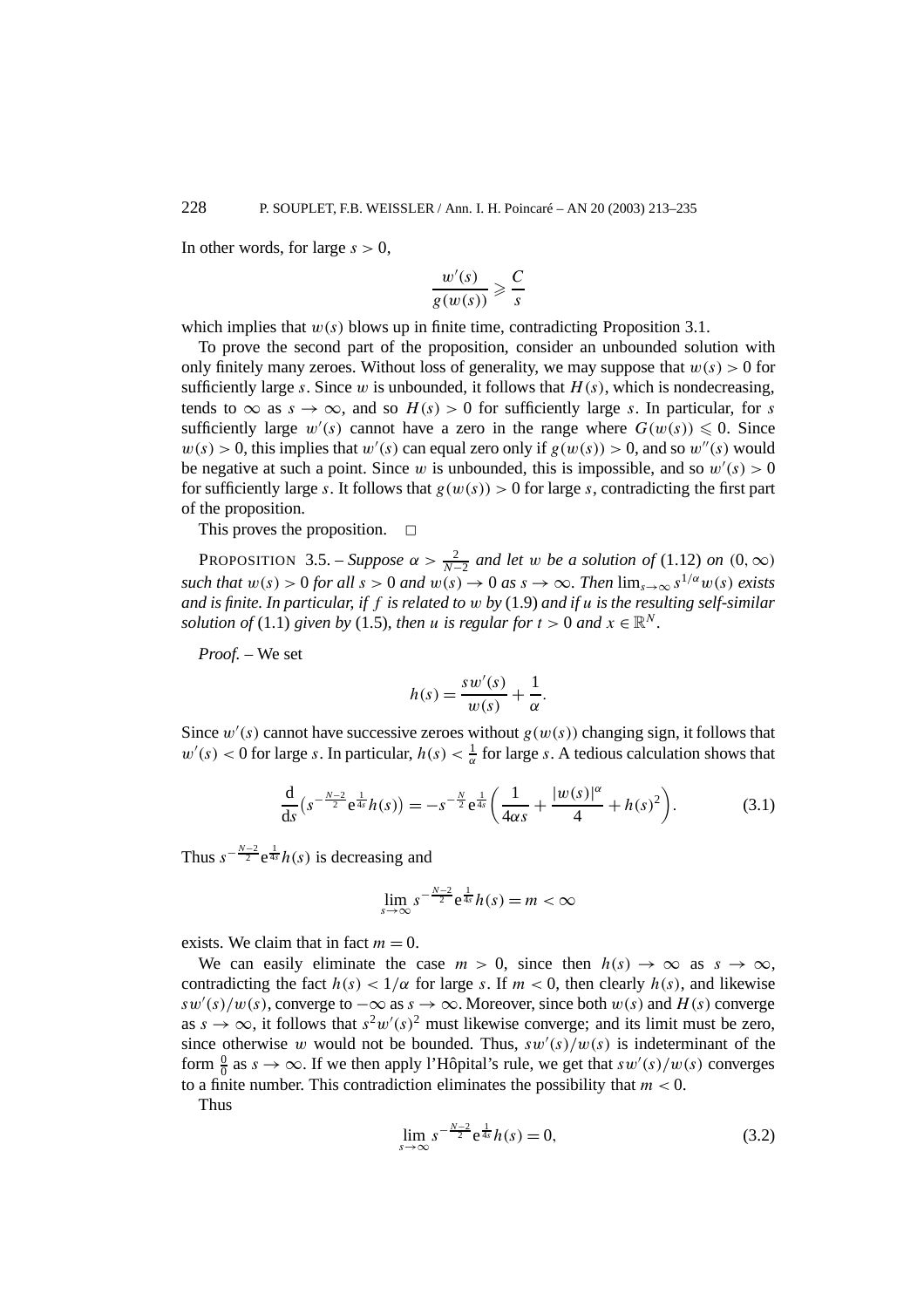In other words, for large $s > 0$,

$$\frac{w'(s)}{g(w(s))} \geqslant \frac{C}{s}$$

which implies that $w(s)$ blows up in finite time, contradicting Proposition 3.1.

To prove the second part of the proposition, consider an unbounded solution with only finitely many zeroes. Without loss of generality, we may suppose that $w(s) > 0$ for sufficiently large $s$. Since $w$ is unbounded, it follows that $H(s)$, which is nondecreasing, tends to $\infty$ as $s \to \infty$, and so $H(s) > 0$ for sufficiently large $s$. In particular, for $s$ sufficiently large $w'(s)$ cannot have a zero in the range where $G(w(s)) \leqslant 0$. Since $w(s) > 0$, this implies that $w'(s)$ can equal zero only if $g(w(s)) > 0$, and so $w''(s)$ would be negative at such a point. Since $w$ is unbounded, this is impossible, and so $w'(s) > 0$ for sufficiently large $s$. It follows that $g(w(s)) > 0$ for large $s$, contradicting the first part of the proposition.

This proves the proposition. $\square$

PROPOSITION 3.5. – *Suppose $\alpha > \frac{2}{N-2}$ and let $w$ be a solution of* (1.12) *on $(0,\infty)$ such that $w(s) > 0$ for all $s > 0$ and $w(s) \to 0$ as $s \to \infty$. Then $\lim_{s\to\infty} s^{1/\alpha} w(s)$ exists and is finite. In particular, if $f$ is related to $w$ by* (1.9) *and if $u$ is the resulting self-similar solution of* (1.1) *given by* (1.5), *then $u$ is regular for $t > 0$ and $x \in \mathbb{R}^N$.*

*Proof.* – We set

$$h(s) = \frac{sw'(s)}{w(s)} + \frac{1}{\alpha}.$$

Since $w'(s)$ cannot have successive zeroes without $g(w(s))$ changing sign, it follows that $w'(s) < 0$ for large $s$. In particular, $h(s) < \frac{1}{\alpha}$ for large $s$. A tedious calculation shows that

$$\frac{d}{ds}\left(s^{-\frac{N-2}{2}} e^{\frac{1}{4s}} h(s)\right) = -s^{-\frac{N}{2}} e^{\frac{1}{4s}} \left(\frac{1}{4\alpha s} + \frac{|w(s)|^\alpha}{4} + h(s)^2\right). \tag{3.1}$$

Thus $s^{-\frac{N-2}{2}} e^{\frac{1}{4s}} h(s)$ is decreasing and

$$\lim_{s\to\infty} s^{-\frac{N-2}{2}} e^{\frac{1}{4s}} h(s) = m < \infty$$

exists. We claim that in fact $m = 0$.

We can easily eliminate the case $m > 0$, since then $h(s) \to \infty$ as $s \to \infty$, contradicting the fact $h(s) < 1/\alpha$ for large $s$. If $m < 0$, then clearly $h(s)$, and likewise $sw'(s)/w(s)$, converge to $-\infty$ as $s \to \infty$. Moreover, since both $w(s)$ and $H(s)$ converge as $s \to \infty$, it follows that $s^2 w'(s)^2$ must likewise converge; and its limit must be zero, since otherwise $w$ would not be bounded. Thus, $sw'(s)/w(s)$ is indeterminant of the form $\frac{0}{0}$ as $s \to \infty$. If we then apply l'Hôpital's rule, we get that $sw'(s)/w(s)$ converges to a finite number. This contradiction eliminates the possibility that $m < 0$.

Thus

$$\lim_{s\to\infty} s^{-\frac{N-2}{2}} e^{\frac{1}{4s}} h(s) = 0, \tag{3.2}$$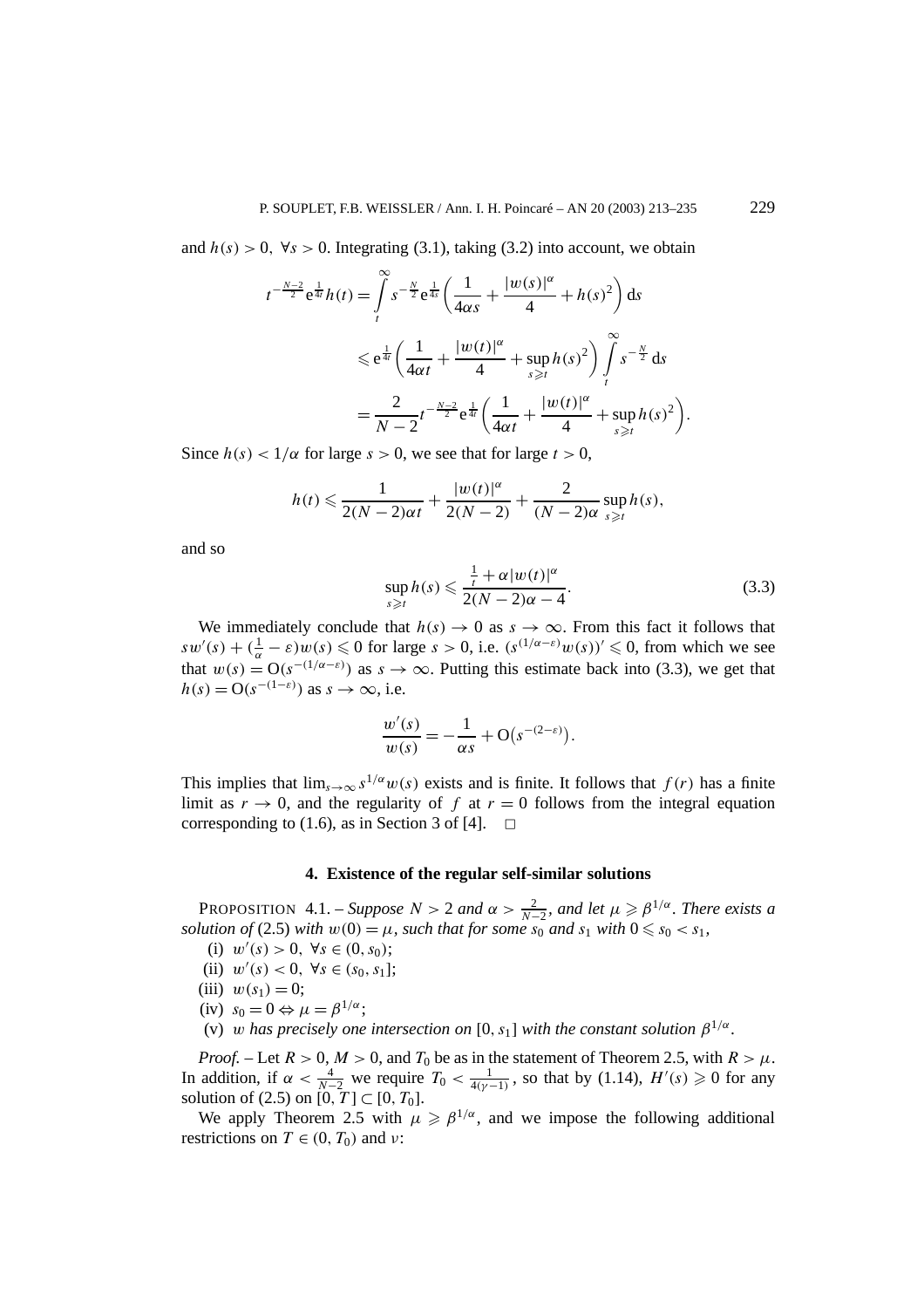and $h(s) > 0$, $\forall s > 0$. Integrating (3.1), taking (3.2) into account, we obtain

$$
\begin{aligned}
t^{-\frac{N-2}{2}} e^{\frac{1}{4t}} h(t) &= \int_t^\infty s^{-\frac{N}{2}} e^{\frac{1}{4s}} \left( \frac{1}{4\alpha s} + \frac{|w(s)|^\alpha}{4} + h(s)^2 \right) ds \\
&\leqslant e^{\frac{1}{4t}} \left( \frac{1}{4\alpha t} + \frac{|w(t)|^\alpha}{4} + \sup_{s \geqslant t} h(s)^2 \right) \int_t^\infty s^{-\frac{N}{2}} ds \\
&= \frac{2}{N-2} t^{-\frac{N-2}{2}} e^{\frac{1}{4t}} \left( \frac{1}{4\alpha t} + \frac{|w(t)|^\alpha}{4} + \sup_{s \geqslant t} h(s)^2 \right).
\end{aligned}
$$

Since $h(s) < 1/\alpha$ for large $s > 0$, we see that for large $t > 0$,

$$
h(t) \leqslant \frac{1}{2(N-2)\alpha t} + \frac{|w(t)|^\alpha}{2(N-2)} + \frac{2}{(N-2)\alpha} \sup_{s \geqslant t} h(s),
$$

and so

$$
\sup_{s \geqslant t} h(s) \leqslant \frac{\frac{1}{t} + \alpha |w(t)|^\alpha}{2(N-2)\alpha - 4}. \tag{3.3}
$$

We immediately conclude that $h(s) \to 0$ as $s \to \infty$. From this fact it follows that $s w'(s) + (\frac{1}{\alpha} - \varepsilon) w(s) \leqslant 0$ for large $s > 0$, i.e. $(s^{(1/\alpha - \varepsilon)} w(s))' \leqslant 0$, from which we see that $w(s) = O(s^{-(1/\alpha - \varepsilon)})$ as $s \to \infty$. Putting this estimate back into (3.3), we get that $h(s) = O(s^{-(1-\varepsilon)})$ as $s \to \infty$, i.e.

$$
\frac{w'(s)}{w(s)} = -\frac{1}{\alpha s} + O\big(s^{-(2-\varepsilon)}\big).
$$

This implies that $\lim_{s \to \infty} s^{1/\alpha} w(s)$ exists and is finite. It follows that $f(r)$ has a finite limit as $r \to 0$, and the regularity of $f$ at $r = 0$ follows from the integral equation corresponding to (1.6), as in Section 3 of [4]. $\square$

## 4. Existence of the regular self-similar solutions

PROPOSITION 4.1. – *Suppose $N > 2$ and $\alpha > \frac{2}{N-2}$, and let $\mu \geqslant \beta^{1/\alpha}$. There exists a solution of (2.5) with $w(0) = \mu$, such that for some $s_0$ and $s_1$ with $0 \leqslant s_0 < s_1$,*

(i) $w'(s) > 0$, $\forall s \in (0, s_0)$;

(ii) $w'(s) < 0$, $\forall s \in (s_0, s_1]$;

(iii) $w(s_1) = 0$;

(iv) $s_0 = 0 \Leftrightarrow \mu = \beta^{1/\alpha}$;

(v) *$w$ has precisely one intersection on $[0, s_1]$ with the constant solution $\beta^{1/\alpha}$.*

*Proof.* – Let $R > 0$, $M > 0$, and $T_0$ be as in the statement of Theorem 2.5, with $R > \mu$. In addition, if $\alpha < \frac{4}{N-2}$ we require $T_0 < \frac{1}{4(\gamma - 1)}$, so that by (1.14), $H'(s) \geqslant 0$ for any solution of (2.5) on $[0, T] \subset [0, T_0]$.

We apply Theorem 2.5 with $\mu \geqslant \beta^{1/\alpha}$, and we impose the following additional restrictions on $T \in (0, T_0)$ and $\nu$: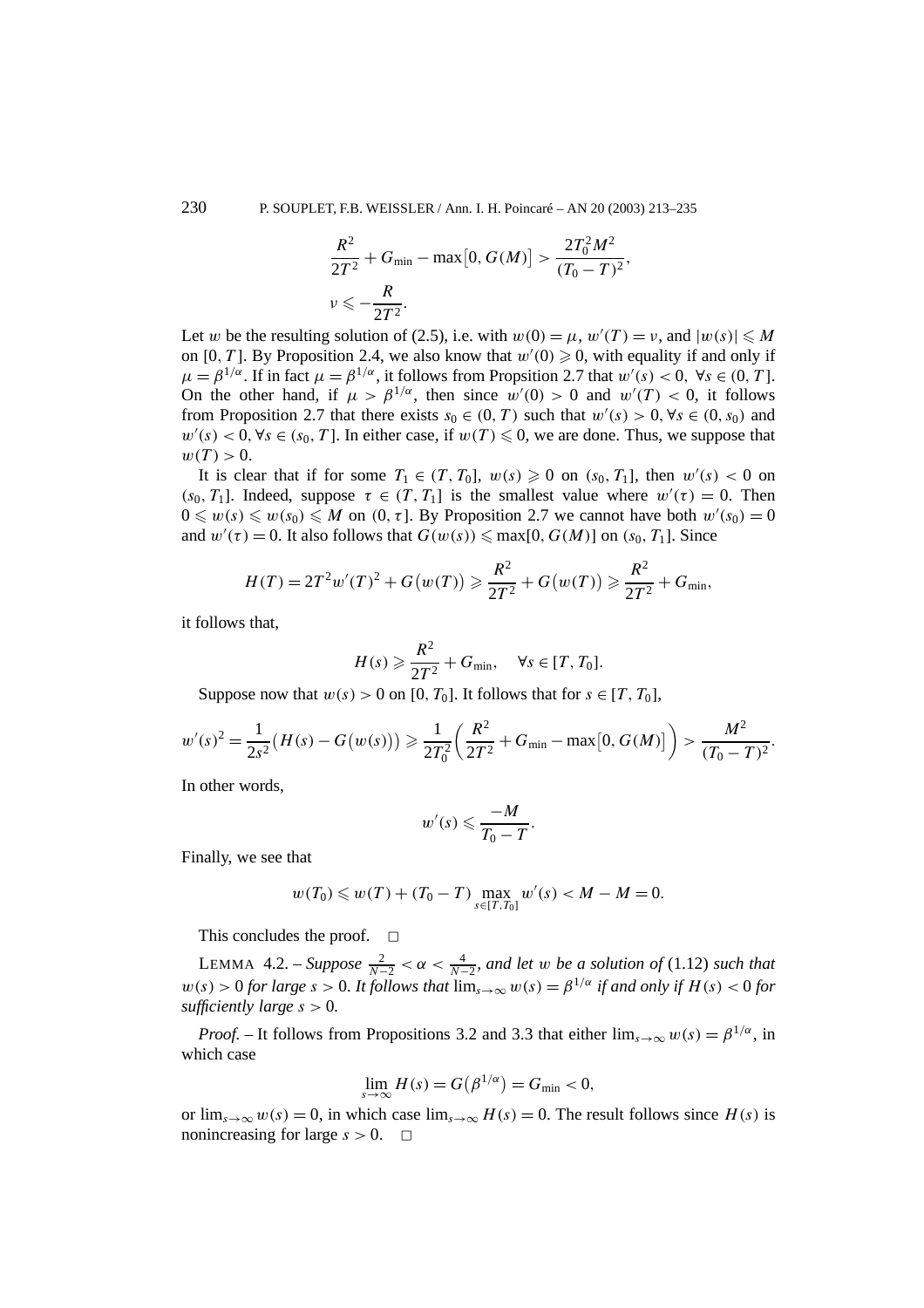$$\frac{R^2}{2T^2} + G_{\min} - \max\bigl[0, G(M)\bigr] > \frac{2T_0^2 M^2}{(T_0 - T)^2},$$
$$\nu \leqslant -\frac{R}{2T^2}.$$

Let $w$ be the resulting solution of (2.5), i.e. with $w(0) = \mu$, $w'(T) = \nu$, and $|w(s)| \leqslant M$ on $[0, T]$. By Proposition 2.4, we also know that $w'(0) \geqslant 0$, with equality if and only if $\mu = \beta^{1/\alpha}$. If in fact $\mu = \beta^{1/\alpha}$, it follows from Propsition 2.7 that $w'(s) < 0$, $\forall s \in (0, T]$. On the other hand, if $\mu > \beta^{1/\alpha}$, then since $w'(0) > 0$ and $w'(T) < 0$, it follows from Proposition 2.7 that there exists $s_0 \in (0, T)$ such that $w'(s) > 0, \forall s \in (0, s_0)$ and $w'(s) < 0, \forall s \in (s_0, T]$. In either case, if $w(T) \leqslant 0$, we are done. Thus, we suppose that $w(T) > 0$.

It is clear that if for some $T_1 \in (T, T_0]$, $w(s) \geqslant 0$ on $(s_0, T_1]$, then $w'(s) < 0$ on $(s_0, T_1]$. Indeed, suppose $\tau \in (T, T_1]$ is the smallest value where $w'(\tau) = 0$. Then $0 \leqslant w(s) \leqslant w(s_0) \leqslant M$ on $(0, \tau]$. By Proposition 2.7 we cannot have both $w'(s_0) = 0$ and $w'(\tau) = 0$. It also follows that $G(w(s)) \leqslant \max[0, G(M)]$ on $(s_0, T_1]$. Since

$$H(T) = 2T^2 w'(T)^2 + G\bigl(w(T)\bigr) \geqslant \frac{R^2}{2T^2} + G\bigl(w(T)\bigr) \geqslant \frac{R^2}{2T^2} + G_{\min},$$

it follows that,

$$H(s) \geqslant \frac{R^2}{2T^2} + G_{\min}, \quad \forall s \in [T, T_0].$$

Suppose now that $w(s) > 0$ on $[0, T_0]$. It follows that for $s \in [T, T_0]$,

$$w'(s)^2 = \frac{1}{2s^2}\bigl(H(s) - G\bigl(w(s)\bigr)\bigr) \geqslant \frac{1}{2T_0^2}\left(\frac{R^2}{2T^2} + G_{\min} - \max\bigl[0, G(M)\bigr]\right) > \frac{M^2}{(T_0 - T)^2}.$$

In other words,

$$w'(s) \leqslant \frac{-M}{T_0 - T}.$$

Finally, we see that

$$w(T_0) \leqslant w(T) + (T_0 - T) \max_{s \in [T, T_0]} w'(s) < M - M = 0.$$

This concludes the proof. $\square$

LEMMA 4.2. – *Suppose $\frac{2}{N-2} < \alpha < \frac{4}{N-2}$, and let $w$ be a solution of* (1.12) *such that $w(s) > 0$ for large $s > 0$. It follows that $\lim_{s \to \infty} w(s) = \beta^{1/\alpha}$ if and only if $H(s) < 0$ for sufficiently large $s > 0$.*

*Proof.* – It follows from Propositions 3.2 and 3.3 that either $\lim_{s\to\infty} w(s) = \beta^{1/\alpha}$, in which case

$$\lim_{s \to \infty} H(s) = G\bigl(\beta^{1/\alpha}\bigr) = G_{\min} < 0,$$

or $\lim_{s\to\infty} w(s) = 0$, in which case $\lim_{s\to\infty} H(s) = 0$. The result follows since $H(s)$ is nonincreasing for large $s > 0$. $\square$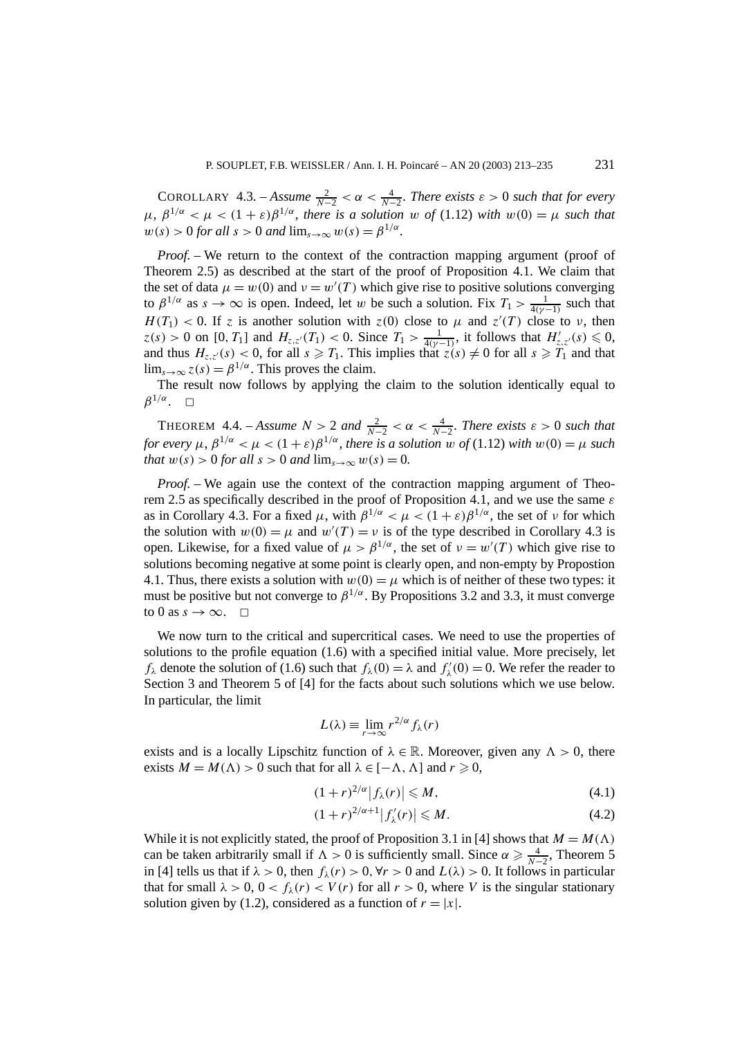COROLLARY 4.3. – *Assume $\frac{2}{N-2} < \alpha < \frac{4}{N-2}$. There exists $\varepsilon > 0$ such that for every $\mu$, $\beta^{1/\alpha} < \mu < (1+\varepsilon)\beta^{1/\alpha}$, there is a solution $w$ of* (1.12) *with $w(0) = \mu$ such that $w(s) > 0$ for all $s > 0$ and $\lim_{s\to\infty} w(s) = \beta^{1/\alpha}$.*

*Proof.* – We return to the context of the contraction mapping argument (proof of Theorem 2.5) as described at the start of the proof of Proposition 4.1. We claim that the set of data $\mu = w(0)$ and $\nu = w'(T)$ which give rise to positive solutions converging to $\beta^{1/\alpha}$ as $s \to \infty$ is open. Indeed, let $w$ be such a solution. Fix $T_1 > \frac{1}{4(\gamma-1)}$ such that $H(T_1) < 0$. If $z$ is another solution with $z(0)$ close to $\mu$ and $z'(T)$ close to $\nu$, then $z(s) > 0$ on $[0, T_1]$ and $H_{z,z'}(T_1) < 0$. Since $T_1 > \frac{1}{4(\gamma-1)}$, it follows that $H'_{z,z'}(s) \leqslant 0$, and thus $H_{z,z'}(s) < 0$, for all $s \geqslant T_1$. This implies that $z(s) \neq 0$ for all $s \geqslant T_1$ and that $\lim_{s\to\infty} z(s) = \beta^{1/\alpha}$. This proves the claim.

The result now follows by applying the claim to the solution identically equal to $\beta^{1/\alpha}$. $\square$

THEOREM 4.4. – *Assume $N > 2$ and $\frac{2}{N-2} < \alpha < \frac{4}{N-2}$. There exists $\varepsilon > 0$ such that for every $\mu$, $\beta^{1/\alpha} < \mu < (1+\varepsilon)\beta^{1/\alpha}$, there is a solution $w$ of* (1.12) *with $w(0) = \mu$ such that $w(s) > 0$ for all $s > 0$ and $\lim_{s\to\infty} w(s) = 0$.*

*Proof.* – We again use the context of the contraction mapping argument of Theorem 2.5 as specifically described in the proof of Proposition 4.1, and we use the same $\varepsilon$ as in Corollary 4.3. For a fixed $\mu$, with $\beta^{1/\alpha} < \mu < (1+\varepsilon)\beta^{1/\alpha}$, the set of $\nu$ for which the solution with $w(0) = \mu$ and $w'(T) = \nu$ is of the type described in Corollary 4.3 is open. Likewise, for a fixed value of $\mu > \beta^{1/\alpha}$, the set of $\nu = w'(T)$ which give rise to solutions becoming negative at some point is clearly open, and non-empty by Propostion 4.1. Thus, there exists a solution with $w(0) = \mu$ which is of neither of these two types: it must be positive but not converge to $\beta^{1/\alpha}$. By Propositions 3.2 and 3.3, it must converge to 0 as $s \to \infty$. $\square$

We now turn to the critical and supercritical cases. We need to use the properties of solutions to the profile equation (1.6) with a specified initial value. More precisely, let $f_\lambda$ denote the solution of (1.6) such that $f_\lambda(0) = \lambda$ and $f'_\lambda(0) = 0$. We refer the reader to Section 3 and Theorem 5 of [4] for the facts about such solutions which we use below. In particular, the limit

$$L(\lambda) \equiv \lim_{r\to\infty} r^{2/\alpha} f_\lambda(r)$$

exists and is a locally Lipschitz function of $\lambda \in \mathbb{R}$. Moreover, given any $\Lambda > 0$, there exists $M = M(\Lambda) > 0$ such that for all $\lambda \in [-\Lambda, \Lambda]$ and $r \geqslant 0$,

$$(1+r)^{2/\alpha} \left| f_\lambda(r) \right| \leqslant M, \tag{4.1}$$

$$(1+r)^{2/\alpha+1} \left| f'_\lambda(r) \right| \leqslant M. \tag{4.2}$$

While it is not explicitly stated, the proof of Proposition 3.1 in [4] shows that $M = M(\Lambda)$ can be taken arbitrarily small if $\Lambda > 0$ is sufficiently small. Since $\alpha \geqslant \frac{4}{N-2}$, Theorem 5 in [4] tells us that if $\lambda > 0$, then $f_\lambda(r) > 0$, $\forall r > 0$ and $L(\lambda) > 0$. It follows in particular that for small $\lambda > 0$, $0 < f_\lambda(r) < V(r)$ for all $r > 0$, where $V$ is the singular stationary solution given by (1.2), considered as a function of $r = |x|$.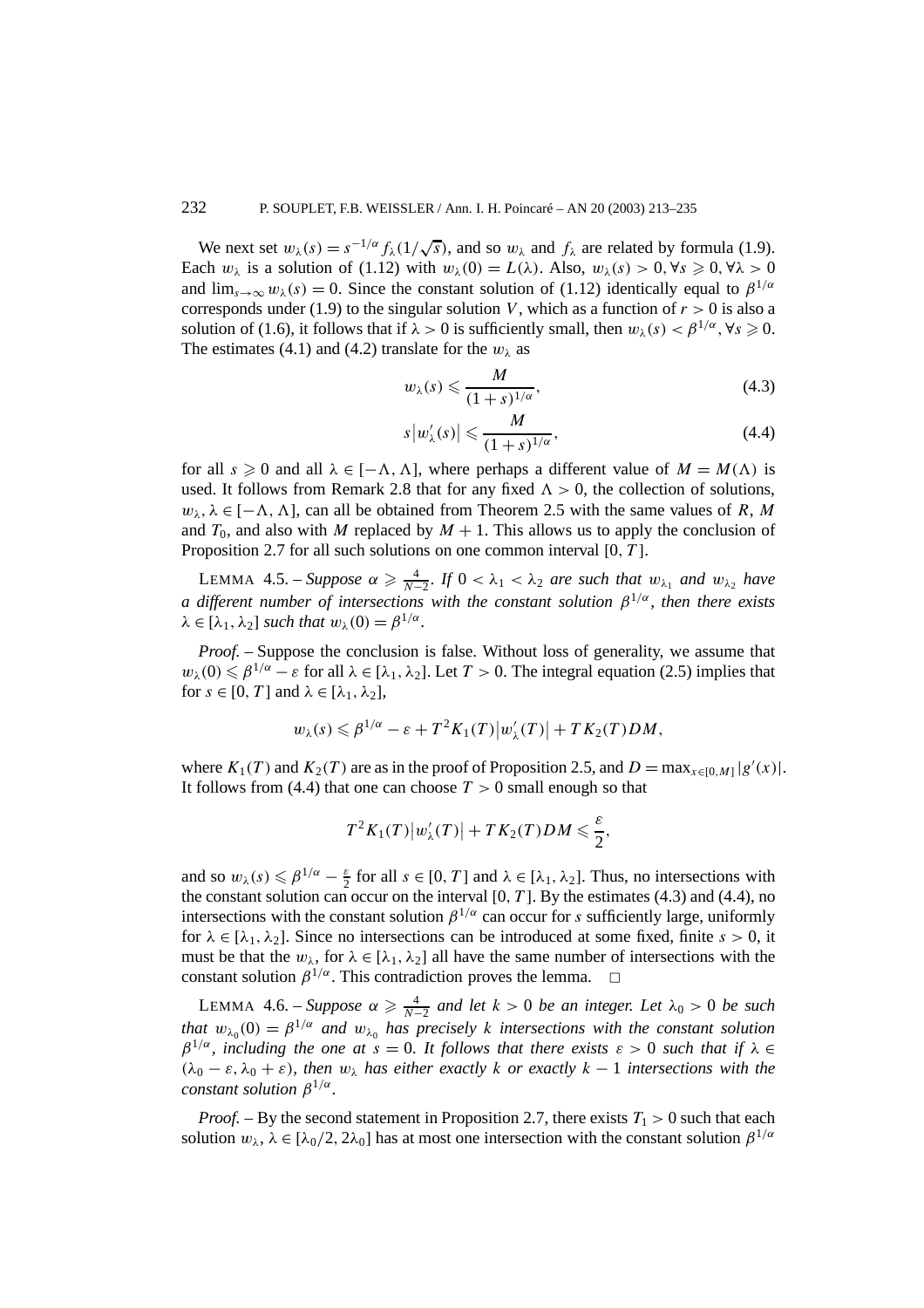We next set $w_\lambda(s) = s^{-1/\alpha} f_\lambda(1/\sqrt{s})$, and so $w_\lambda$ and $f_\lambda$ are related by formula (1.9). Each $w_\lambda$ is a solution of (1.12) with $w_\lambda(0) = L(\lambda)$. Also, $w_\lambda(s) > 0, \forall s \geqslant 0, \forall \lambda > 0$ and $\lim_{s\to\infty} w_\lambda(s) = 0$. Since the constant solution of (1.12) identically equal to $\beta^{1/\alpha}$ corresponds under (1.9) to the singular solution $V$, which as a function of $r > 0$ is also a solution of (1.6), it follows that if $\lambda > 0$ is sufficiently small, then $w_\lambda(s) < \beta^{1/\alpha}, \forall s \geqslant 0$. The estimates (4.1) and (4.2) translate for the $w_\lambda$ as

$$w_\lambda(s) \leqslant \frac{M}{(1+s)^{1/\alpha}}, \tag{4.3}$$

$$s\left|w_\lambda'(s)\right| \leqslant \frac{M}{(1+s)^{1/\alpha}}, \tag{4.4}$$

for all $s \geqslant 0$ and all $\lambda \in [-\Lambda, \Lambda]$, where perhaps a different value of $M = M(\Lambda)$ is used. It follows from Remark 2.8 that for any fixed $\Lambda > 0$, the collection of solutions, $w_\lambda, \lambda \in [-\Lambda, \Lambda]$, can all be obtained from Theorem 2.5 with the same values of $R$, $M$ and $T_0$, and also with $M$ replaced by $M + 1$. This allows us to apply the conclusion of Proposition 2.7 for all such solutions on one common interval $[0, T]$.

LEMMA 4.5. – *Suppose $\alpha \geqslant \frac{4}{N-2}$. If $0 < \lambda_1 < \lambda_2$ are such that $w_{\lambda_1}$ and $w_{\lambda_2}$ have a different number of intersections with the constant solution $\beta^{1/\alpha}$, then there exists $\lambda \in [\lambda_1, \lambda_2]$ such that $w_\lambda(0) = \beta^{1/\alpha}$.*

*Proof.* – Suppose the conclusion is false. Without loss of generality, we assume that $w_\lambda(0) \leqslant \beta^{1/\alpha} - \varepsilon$ for all $\lambda \in [\lambda_1, \lambda_2]$. Let $T > 0$. The integral equation (2.5) implies that for $s \in [0, T]$ and $\lambda \in [\lambda_1, \lambda_2]$,

$$w_\lambda(s) \leqslant \beta^{1/\alpha} - \varepsilon + T^2 K_1(T)\left|w_\lambda'(T)\right| + T K_2(T) D M,$$

where $K_1(T)$ and $K_2(T)$ are as in the proof of Proposition 2.5, and $D = \max_{x\in[0,M]} |g'(x)|$. It follows from (4.4) that one can choose $T > 0$ small enough so that

$$T^2 K_1(T)\left|w_\lambda'(T)\right| + T K_2(T) D M \leqslant \frac{\varepsilon}{2},$$

and so $w_\lambda(s) \leqslant \beta^{1/\alpha} - \frac{\varepsilon}{2}$ for all $s \in [0, T]$ and $\lambda \in [\lambda_1, \lambda_2]$. Thus, no intersections with the constant solution can occur on the interval $[0, T]$. By the estimates (4.3) and (4.4), no intersections with the constant solution $\beta^{1/\alpha}$ can occur for $s$ sufficiently large, uniformly for $\lambda \in [\lambda_1, \lambda_2]$. Since no intersections can be introduced at some fixed, finite $s > 0$, it must be that the $w_\lambda$, for $\lambda \in [\lambda_1, \lambda_2]$ all have the same number of intersections with the constant solution $\beta^{1/\alpha}$. This contradiction proves the lemma. □

LEMMA 4.6. – *Suppose $\alpha \geqslant \frac{4}{N-2}$ and let $k > 0$ be an integer. Let $\lambda_0 > 0$ be such that $w_{\lambda_0}(0) = \beta^{1/\alpha}$ and $w_{\lambda_0}$ has precisely $k$ intersections with the constant solution $\beta^{1/\alpha}$, including the one at $s = 0$. It follows that there exists $\varepsilon > 0$ such that if $\lambda \in (\lambda_0 - \varepsilon, \lambda_0 + \varepsilon)$, then $w_\lambda$ has either exactly $k$ or exactly $k - 1$ intersections with the constant solution $\beta^{1/\alpha}$.*

*Proof.* – By the second statement in Proposition 2.7, there exists $T_1 > 0$ such that each solution $w_\lambda$, $\lambda \in [\lambda_0/2, 2\lambda_0]$ has at most one intersection with the constant solution $\beta^{1/\alpha}$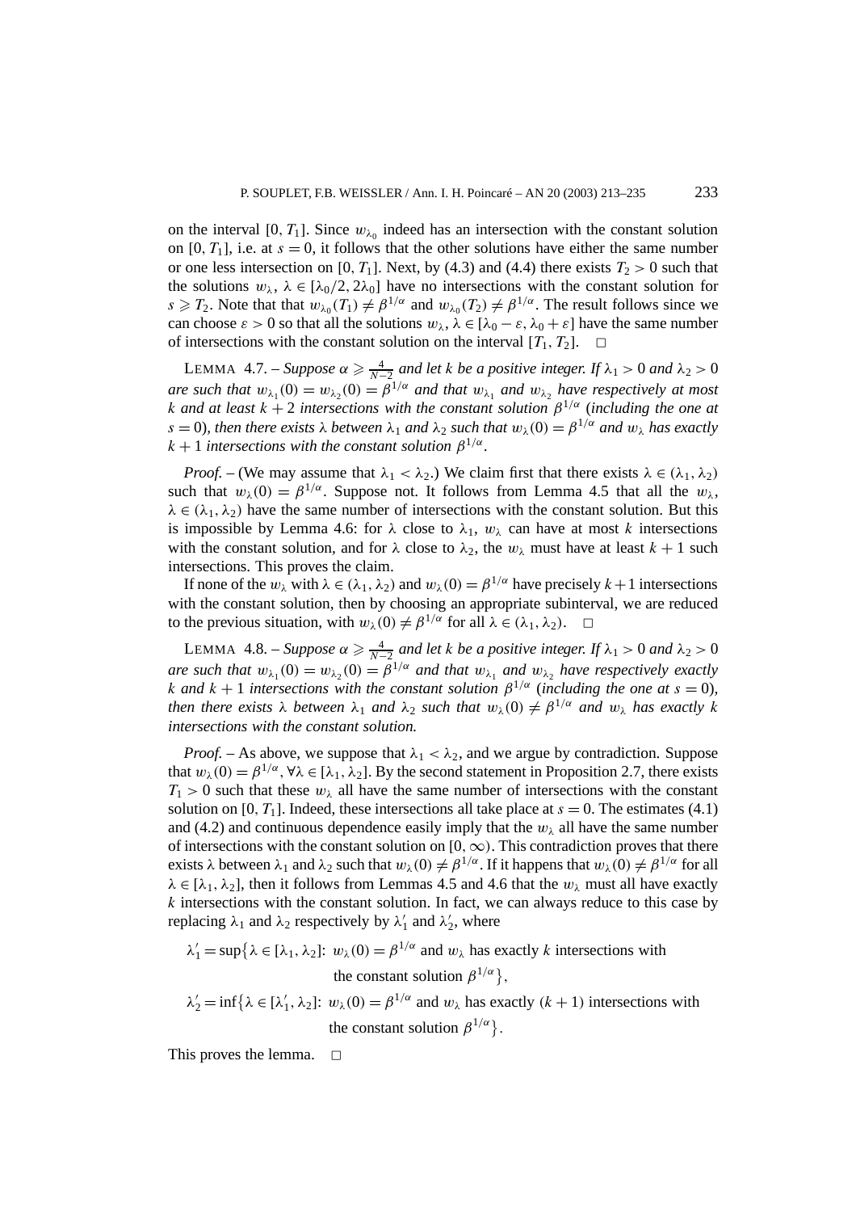on the interval $[0, T_1]$. Since $w_{\lambda_0}$ indeed has an intersection with the constant solution on $[0, T_1]$, i.e. at $s = 0$, it follows that the other solutions have either the same number or one less intersection on $[0, T_1]$. Next, by (4.3) and (4.4) there exists $T_2 > 0$ such that the solutions $w_\lambda$, $\lambda \in [\lambda_0/2, 2\lambda_0]$ have no intersections with the constant solution for $s \geqslant T_2$. Note that that $w_{\lambda_0}(T_1) \neq \beta^{1/\alpha}$ and $w_{\lambda_0}(T_2) \neq \beta^{1/\alpha}$. The result follows since we can choose $\varepsilon > 0$ so that all the solutions $w_\lambda$, $\lambda \in [\lambda_0 - \varepsilon, \lambda_0 + \varepsilon]$ have the same number of intersections with the constant solution on the interval $[T_1, T_2]$. □

LEMMA 4.7. – *Suppose $\alpha \geqslant \frac{4}{N-2}$ and let $k$ be a positive integer. If $\lambda_1 > 0$ and $\lambda_2 > 0$ are such that $w_{\lambda_1}(0) = w_{\lambda_2}(0) = \beta^{1/\alpha}$ and that $w_{\lambda_1}$ and $w_{\lambda_2}$ have respectively at most $k$ and at least $k + 2$ intersections with the constant solution $\beta^{1/\alpha}$ (including the one at $s = 0$), then there exists $\lambda$ between $\lambda_1$ and $\lambda_2$ such that $w_\lambda(0) = \beta^{1/\alpha}$ and $w_\lambda$ has exactly $k + 1$ intersections with the constant solution $\beta^{1/\alpha}$.*

*Proof.* – (We may assume that $\lambda_1 < \lambda_2$.) We claim first that there exists $\lambda \in (\lambda_1, \lambda_2)$ such that $w_\lambda(0) = \beta^{1/\alpha}$. Suppose not. It follows from Lemma 4.5 that all the $w_\lambda$, $\lambda \in (\lambda_1, \lambda_2)$ have the same number of intersections with the constant solution. But this is impossible by Lemma 4.6: for $\lambda$ close to $\lambda_1$, $w_\lambda$ can have at most $k$ intersections with the constant solution, and for $\lambda$ close to $\lambda_2$, the $w_\lambda$ must have at least $k + 1$ such intersections. This proves the claim.

If none of the $w_\lambda$ with $\lambda \in (\lambda_1, \lambda_2)$ and $w_\lambda(0) = \beta^{1/\alpha}$ have precisely $k+1$ intersections with the constant solution, then by choosing an appropriate subinterval, we are reduced to the previous situation, with $w_\lambda(0) \neq \beta^{1/\alpha}$ for all $\lambda \in (\lambda_1, \lambda_2)$. □

LEMMA 4.8. – *Suppose $\alpha \geqslant \frac{4}{N-2}$ and let $k$ be a positive integer. If $\lambda_1 > 0$ and $\lambda_2 > 0$ are such that $w_{\lambda_1}(0) = w_{\lambda_2}(0) = \beta^{1/\alpha}$ and that $w_{\lambda_1}$ and $w_{\lambda_2}$ have respectively exactly $k$ and $k + 1$ intersections with the constant solution $\beta^{1/\alpha}$ (including the one at $s = 0$), then there exists $\lambda$ between $\lambda_1$ and $\lambda_2$ such that $w_\lambda(0) \neq \beta^{1/\alpha}$ and $w_\lambda$ has exactly $k$ intersections with the constant solution.*

*Proof.* – As above, we suppose that $\lambda_1 < \lambda_2$, and we argue by contradiction. Suppose that $w_\lambda(0) = \beta^{1/\alpha}$, $\forall \lambda \in [\lambda_1, \lambda_2]$. By the second statement in Proposition 2.7, there exists $T_1 > 0$ such that these $w_\lambda$ all have the same number of intersections with the constant solution on $[0, T_1]$. Indeed, these intersections all take place at $s = 0$. The estimates (4.1) and (4.2) and continuous dependence easily imply that the $w_\lambda$ all have the same number of intersections with the constant solution on $[0, \infty)$. This contradiction proves that there exists $\lambda$ between $\lambda_1$ and $\lambda_2$ such that $w_\lambda(0) \neq \beta^{1/\alpha}$. If it happens that $w_\lambda(0) \neq \beta^{1/\alpha}$ for all $\lambda \in [\lambda_1, \lambda_2]$, then it follows from Lemmas 4.5 and 4.6 that the $w_\lambda$ must all have exactly $k$ intersections with the constant solution. In fact, we can always reduce to this case by replacing $\lambda_1$ and $\lambda_2$ respectively by $\lambda_1'$ and $\lambda_2'$, where

$$\lambda_1' = \sup\{\lambda \in [\lambda_1, \lambda_2]:\ w_\lambda(0) = \beta^{1/\alpha} \text{ and } w_\lambda \text{ has exactly } k \text{ intersections with the constant solution } \beta^{1/\alpha}\},$$

$$\lambda_2' = \inf\{\lambda \in [\lambda_1', \lambda_2]:\ w_\lambda(0) = \beta^{1/\alpha} \text{ and } w_\lambda \text{ has exactly } (k+1) \text{ intersections with the constant solution } \beta^{1/\alpha}\}.$$

This proves the lemma. □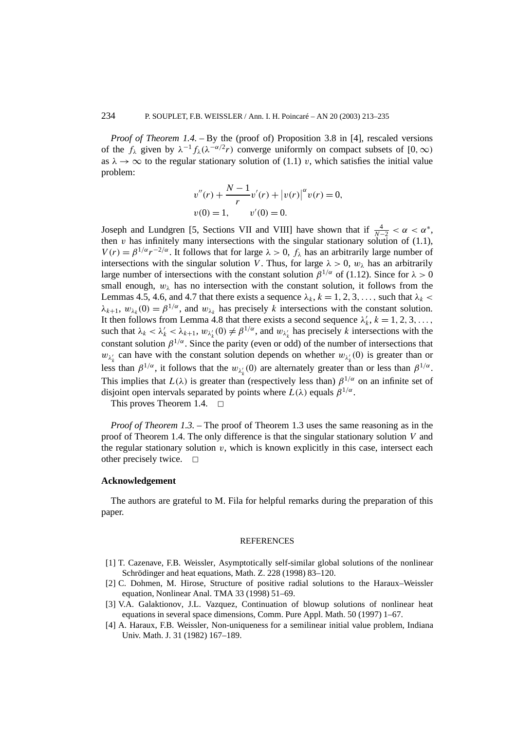*Proof of Theorem 1.4.* – By the (proof of) Proposition 3.8 in [4], rescaled versions of the $f_\lambda$ given by $\lambda^{-1} f_\lambda(\lambda^{-\alpha/2} r)$ converge uniformly on compact subsets of $[0,\infty)$ as $\lambda \to \infty$ to the regular stationary solution of (1.1) $v$, which satisfies the initial value problem:

$$v''(r) + \frac{N-1}{r} v'(r) + \left|v(r)\right|^{\alpha} v(r) = 0,$$
$$v(0) = 1, \qquad v'(0) = 0.$$

Joseph and Lundgren [5, Sections VII and VIII] have shown that if $\frac{4}{N-2} < \alpha < \alpha^*$, then $v$ has infinitely many intersections with the singular stationary solution of (1.1), $V(r) = \beta^{1/\alpha} r^{-2/\alpha}$. It follows that for large $\lambda > 0$, $f_\lambda$ has an arbitrarily large number of intersections with the singular solution $V$. Thus, for large $\lambda > 0$, $w_\lambda$ has an arbitrarily large number of intersections with the constant solution $\beta^{1/\alpha}$ of (1.12). Since for $\lambda > 0$ small enough, $w_\lambda$ has no intersection with the constant solution, it follows from the Lemmas 4.5, 4.6, and 4.7 that there exists a sequence $\lambda_k$, $k = 1, 2, 3, \ldots$, such that $\lambda_k < \lambda_{k+1}$, $w_{\lambda_k}(0) = \beta^{1/\alpha}$, and $w_{\lambda_k}$ has precisely $k$ intersections with the constant solution. It then follows from Lemma 4.8 that there exists a second sequence $\lambda_k'$, $k = 1, 2, 3, \ldots$, such that $\lambda_k < \lambda_k' < \lambda_{k+1}$, $w_{\lambda_k'}(0) \neq \beta^{1/\alpha}$, and $w_{\lambda_k'}$ has precisely $k$ intersections with the constant solution $\beta^{1/\alpha}$. Since the parity (even or odd) of the number of intersections that $w_{\lambda_k'}$ can have with the constant solution depends on whether $w_{\lambda_k'}(0)$ is greater than or less than $\beta^{1/\alpha}$, it follows that the $w_{\lambda_k'}(0)$ are alternately greater than or less than $\beta^{1/\alpha}$. This implies that $L(\lambda)$ is greater than (respectively less than) $\beta^{1/\alpha}$ on an infinite set of disjoint open intervals separated by points where $L(\lambda)$ equals $\beta^{1/\alpha}$.

This proves Theorem 1.4. $\square$

*Proof of Theorem 1.3.* – The proof of Theorem 1.3 uses the same reasoning as in the proof of Theorem 1.4. The only difference is that the singular stationary solution $V$ and the regular stationary solution $v$, which is known explicitly in this case, intersect each other precisely twice. $\square$

### Acknowledgement

The authors are grateful to M. Fila for helpful remarks during the preparation of this paper.

### REFERENCES

[1] T. Cazenave, F.B. Weissler, Asymptotically self-similar global solutions of the nonlinear Schrödinger and heat equations, Math. Z. 228 (1998) 83–120.

[2] C. Dohmen, M. Hirose, Structure of positive radial solutions to the Haraux–Weissler equation, Nonlinear Anal. TMA 33 (1998) 51–69.

[3] V.A. Galaktionov, J.L. Vazquez, Continuation of blowup solutions of nonlinear heat equations in several space dimensions, Comm. Pure Appl. Math. 50 (1997) 1–67.

[4] A. Haraux, F.B. Weissler, Non-uniqueness for a semilinear initial value problem, Indiana Univ. Math. J. 31 (1982) 167–189.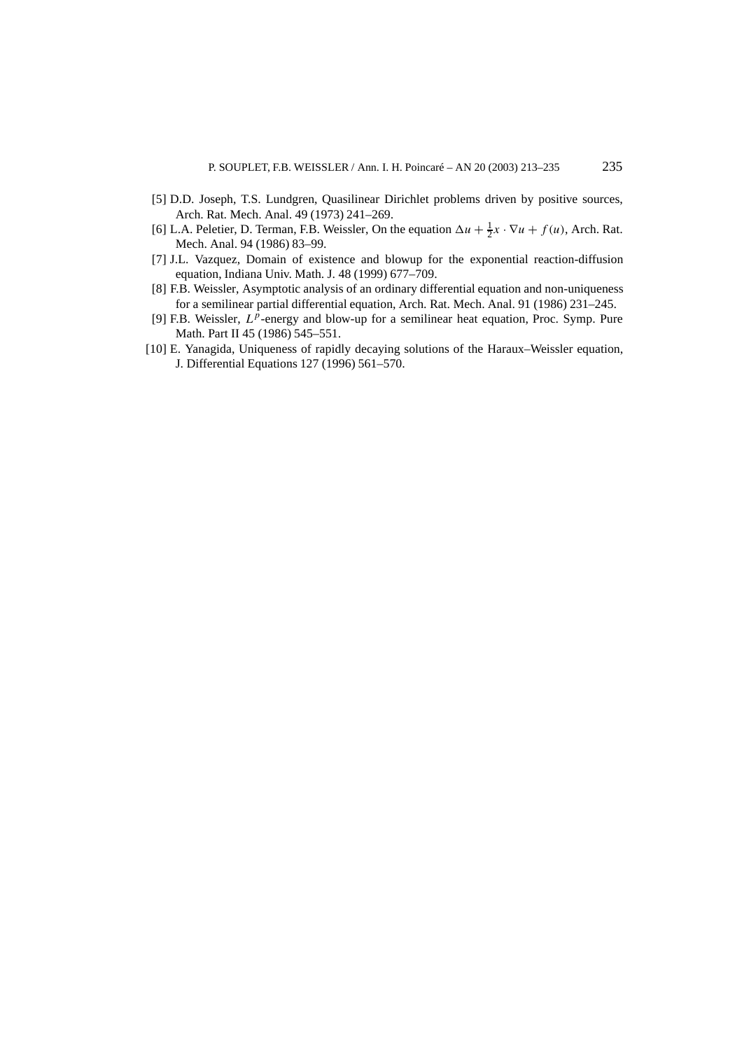[5] D.D. Joseph, T.S. Lundgren, Quasilinear Dirichlet problems driven by positive sources, Arch. Rat. Mech. Anal. 49 (1973) 241–269.

[6] L.A. Peletier, D. Terman, F.B. Weissler, On the equation $\Delta u + \frac{1}{2}x \cdot \nabla u + f(u)$, Arch. Rat. Mech. Anal. 94 (1986) 83–99.

[7] J.L. Vazquez, Domain of existence and blowup for the exponential reaction-diffusion equation, Indiana Univ. Math. J. 48 (1999) 677–709.

[8] F.B. Weissler, Asymptotic analysis of an ordinary differential equation and non-uniqueness for a semilinear partial differential equation, Arch. Rat. Mech. Anal. 91 (1986) 231–245.

[9] F.B. Weissler, $L^p$-energy and blow-up for a semilinear heat equation, Proc. Symp. Pure Math. Part II 45 (1986) 545–551.

[10] E. Yanagida, Uniqueness of rapidly decaying solutions of the Haraux–Weissler equation, J. Differential Equations 127 (1996) 561–570.